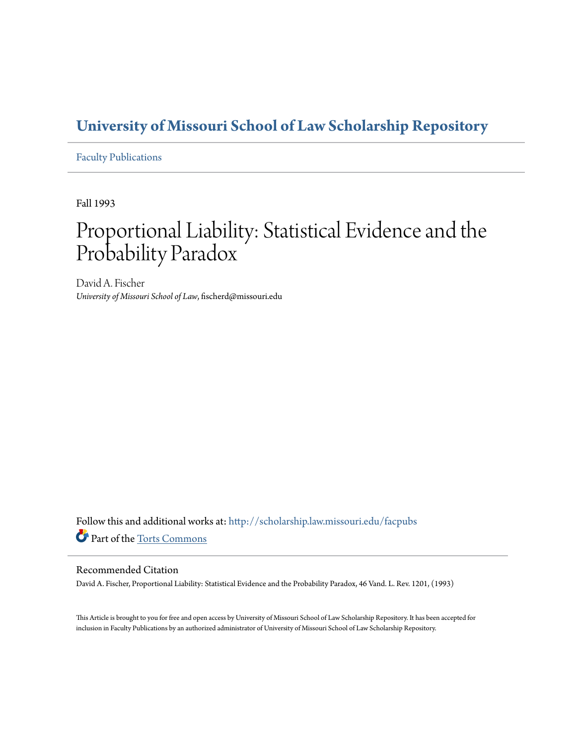# University of Missouri School of Law Scholarship Repository

Faculty Publications

Fall 1993

# Proportional Liability: Statistical Evidence and the Probability Paradox

David A. Fischer

*University of Missouri School of Law*, fischerd@missouri.edu

Follow this and additional works at: http://scholarship.law.missouri.edu/facpubs

Part of the Torts Commons

## Recommended Citation

David A. Fischer, Proportional Liability: Statistical Evidence and the Probability Paradox, 46 Vand. L. Rev. 1201, (1993)

This Article is brought to you for free and open access by University of Missouri School of Law Scholarship Repository. It has been accepted for inclusion in Faculty Publications by an authorized administrator of University of Missouri School of Law Scholarship Repository.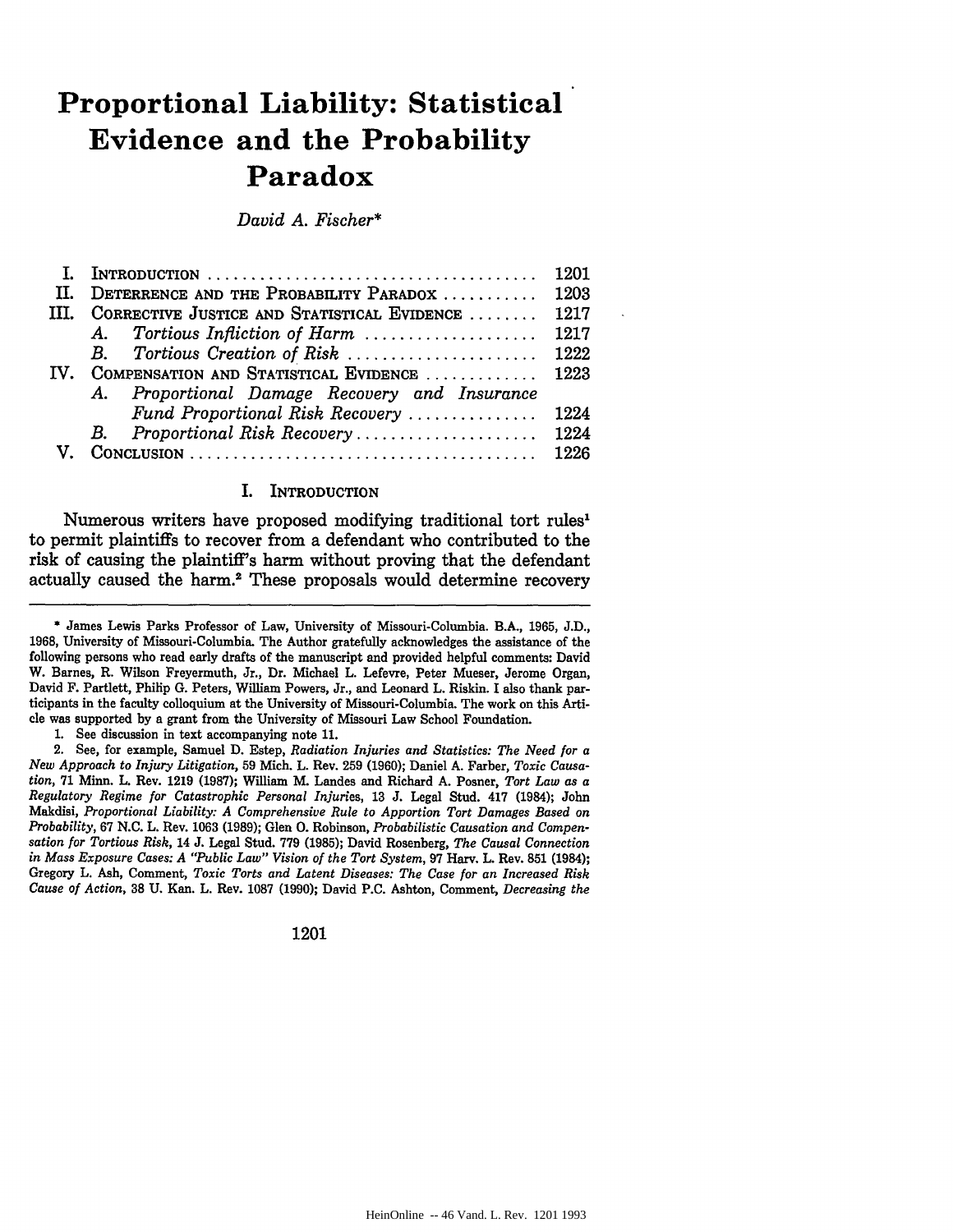# Proportional Liability: Statistical Evidence and the Probability Paradox

*David A. Fischer**

| | | |
|---|---|---|
| I. | Introduction | 1201 |
| II. | Deterrence and the Probability Paradox | 1203 |
| III. | Corrective Justice and Statistical Evidence | 1217 |
| | A. *Tortious Infliction of Harm* | 1217 |
| | B. *Tortious Creation of Risk* | 1222 |
| IV. | Compensation and Statistical Evidence | 1223 |
| | A. *Proportional Damage Recovery and Insurance Fund Proportional Risk Recovery* | 1224 |
| | B. *Proportional Risk Recovery* | 1224 |
| V. | Conclusion | 1226 |

## I. Introduction

Numerous writers have proposed modifying traditional tort rules[1] to permit plaintiffs to recover from a defendant who contributed to the risk of causing the plaintiff's harm without proving that the defendant actually caused the harm.[2] These proposals would determine recovery

---

\* James Lewis Parks Professor of Law, University of Missouri-Columbia. B.A., 1965, J.D., 1968, University of Missouri-Columbia. The Author gratefully acknowledges the assistance of the following persons who read early drafts of the manuscript and provided helpful comments: David W. Barnes, R. Wilson Freyermuth, Jr., Dr. Michael L. Lefevre, Peter Mueser, Jerome Organ, David F. Partlett, Philip G. Peters, William Powers, Jr., and Leonard L. Riskin. I also thank participants in the faculty colloquium at the University of Missouri-Columbia. The work on this Article was supported by a grant from the University of Missouri Law School Foundation.

1. See discussion in text accompanying note 11.

2. See, for example, Samuel D. Estep, *Radiation Injuries and Statistics: The Need for a New Approach to Injury Litigation*, 59 Mich. L. Rev. 259 (1960); Daniel A. Farber, *Toxic Causation*, 71 Minn. L. Rev. 1219 (1987); William M. Landes and Richard A. Posner, *Tort Law as a Regulatory Regime for Catastrophic Personal Injuries*, 13 J. Legal Stud. 417 (1984); John Makdisi, *Proportional Liability: A Comprehensive Rule to Apportion Tort Damages Based on Probability*, 67 N.C. L. Rev. 1063 (1989); Glen O. Robinson, *Probabilistic Causation and Compensation for Tortious Risk*, 14 J. Legal Stud. 779 (1985); David Rosenberg, *The Causal Connection in Mass Exposure Cases: A "Public Law" Vision of the Tort System*, 97 Harv. L. Rev. 851 (1984); Gregory L. Ash, Comment, *Toxic Torts and Latent Diseases: The Case for an Increased Risk Cause of Action*, 38 U. Kan. L. Rev. 1087 (1990); David P.C. Ashton, Comment, *Decreasing the*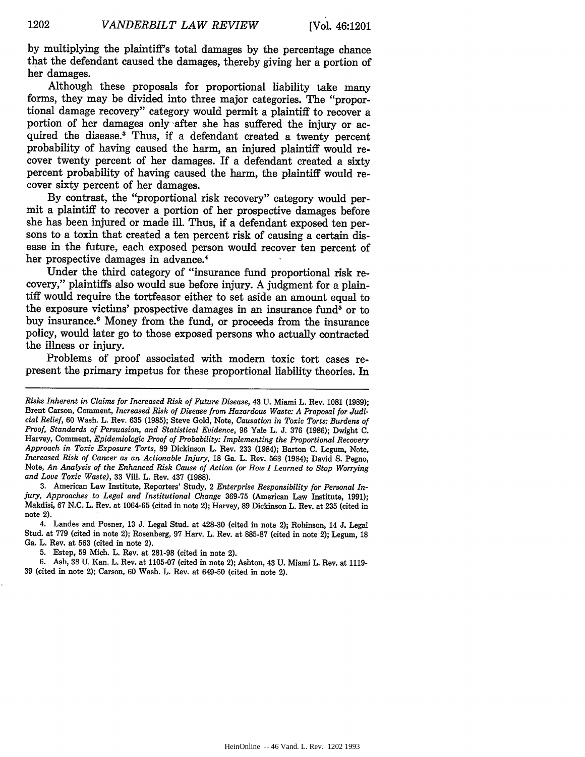by multiplying the plaintiff's total damages by the percentage chance that the defendant caused the damages, thereby giving her a portion of her damages.

Although these proposals for proportional liability take many forms, they may be divided into three major categories. The "proportional damage recovery" category would permit a plaintiff to recover a portion of her damages only after she has suffered the injury or acquired the disease.[3] Thus, if a defendant created a twenty percent probability of having caused the harm, an injured plaintiff would recover twenty percent of her damages. If a defendant created a sixty percent probability of having caused the harm, the plaintiff would recover sixty percent of her damages.

By contrast, the "proportional risk recovery" category would permit a plaintiff to recover a portion of her prospective damages before she has been injured or made ill. Thus, if a defendant exposed ten persons to a toxin that created a ten percent risk of causing a certain disease in the future, each exposed person would recover ten percent of her prospective damages in advance.[4]

Under the third category of "insurance fund proportional risk recovery," plaintiffs also would sue before injury. A judgment for a plaintiff would require the tortfeasor either to set aside an amount equal to the exposure victims' prospective damages in an insurance fund[5] or to buy insurance.[6] Money from the fund, or proceeds from the insurance policy, would later go to those exposed persons who actually contracted the illness or injury.

Problems of proof associated with modern toxic tort cases represent the primary impetus for these proportional liability theories. In

---

*Risks Inherent in Claims for Increased Risk of Future Disease*, 43 U. Miami L. Rev. 1081 (1989); Brent Carson, Comment, *Increased Risk of Disease from Hazardous Waste: A Proposal for Judicial Relief*, 60 Wash. L. Rev. 635 (1985); Steve Gold, Note, *Causation in Toxic Torts: Burdens of Proof, Standards of Persuasion, and Statistical Evidence*, 96 Yale L. J. 376 (1986); Dwight C. Harvey, Comment, *Epidemiologic Proof of Probability: Implementing the Proportional Recovery Approach in Toxic Exposure Torts*, 89 Dickinson L. Rev. 233 (1984); Barton C. Legum, Note, *Increased Risk of Cancer as an Actionable Injury*, 18 Ga. L. Rev. 563 (1984); David S. Pegno, Note, *An Analysis of the Enhanced Risk Cause of Action (or How I Learned to Stop Worrying and Love Toxic Waste)*, 33 Vill. L. Rev. 437 (1988).

3. American Law Institute, Reporters' Study, 2 *Enterprise Responsibility for Personal Injury, Approaches to Legal and Institutional Change* 369-75 (American Law Institute, 1991); Makdisi, 67 N.C. L. Rev. at 1064-65 (cited in note 2); Harvey, 89 Dickinson L. Rev. at 235 (cited in note 2).

4. Landes and Posner, 13 J. Legal Stud. at 428-30 (cited in note 2); Robinson, 14 J. Legal Stud. at 779 (cited in note 2); Rosenberg, 97 Harv. L. Rev. at 885-87 (cited in note 2); Legum, 18 Ga. L. Rev. at 563 (cited in note 2).

5. Estep, 59 Mich. L. Rev. at 281-98 (cited in note 2).

6. Ash, 38 U. Kan. L. Rev. at 1105-07 (cited in note 2); Ashton, 43 U. Miami L. Rev. at 1119-39 (cited in note 2); Carson, 60 Wash. L. Rev. at 649-50 (cited in note 2).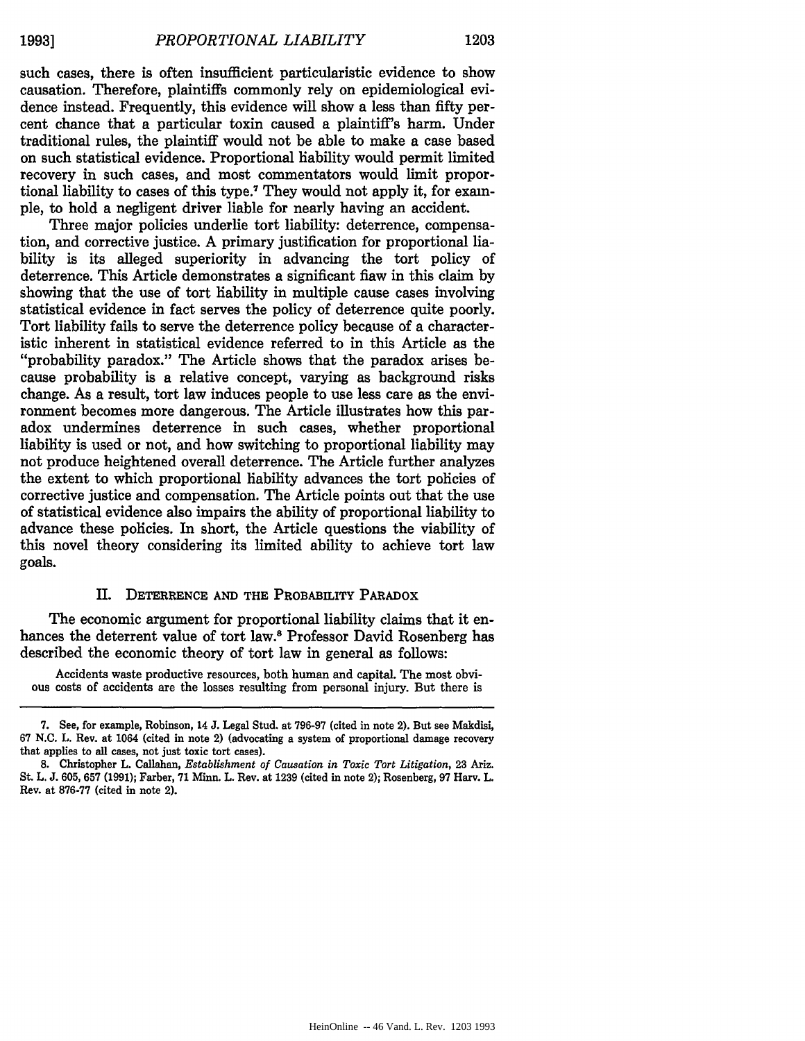such cases, there is often insufficient particularistic evidence to show causation. Therefore, plaintiffs commonly rely on epidemiological evidence instead. Frequently, this evidence will show a less than fifty percent chance that a particular toxin caused a plaintiff's harm. Under traditional rules, the plaintiff would not be able to make a case based on such statistical evidence. Proportional liability would permit limited recovery in such cases, and most commentators would limit proportional liability to cases of this type.[7] They would not apply it, for example, to hold a negligent driver liable for nearly having an accident.

Three major policies underlie tort liability: deterrence, compensation, and corrective justice. A primary justification for proportional liability is its alleged superiority in advancing the tort policy of deterrence. This Article demonstrates a significant flaw in this claim by showing that the use of tort liability in multiple cause cases involving statistical evidence in fact serves the policy of deterrence quite poorly. Tort liability fails to serve the deterrence policy because of a characteristic inherent in statistical evidence referred to in this Article as the "probability paradox." The Article shows that the paradox arises because probability is a relative concept, varying as background risks change. As a result, tort law induces people to use less care as the environment becomes more dangerous. The Article illustrates how this paradox undermines deterrence in such cases, whether proportional liability is used or not, and how switching to proportional liability may not produce heightened overall deterrence. The Article further analyzes the extent to which proportional liability advances the tort policies of corrective justice and compensation. The Article points out that the use of statistical evidence also impairs the ability of proportional liability to advance these policies. In short, the Article questions the viability of this novel theory considering its limited ability to achieve tort law goals.

## II. Deterrence and the Probability Paradox

The economic argument for proportional liability claims that it enhances the deterrent value of tort law.[8] Professor David Rosenberg has described the economic theory of tort law in general as follows:

> Accidents waste productive resources, both human and capital. The most obvious costs of accidents are the losses resulting from personal injury. But there is

---

7. See, for example, Robinson, 14 J. Legal Stud. at 796-97 (cited in note 2). But see Makdisi, 67 N.C. L. Rev. at 1064 (cited in note 2) (advocating a system of proportional damage recovery that applies to all cases, not just toxic tort cases).

8. Christopher L. Callahan, *Establishment of Causation in Toxic Tort Litigation*, 23 Ariz. St. L. J. 605, 657 (1991); Farber, 71 Minn. L. Rev. at 1239 (cited in note 2); Rosenberg, 97 Harv. L. Rev. at 876-77 (cited in note 2).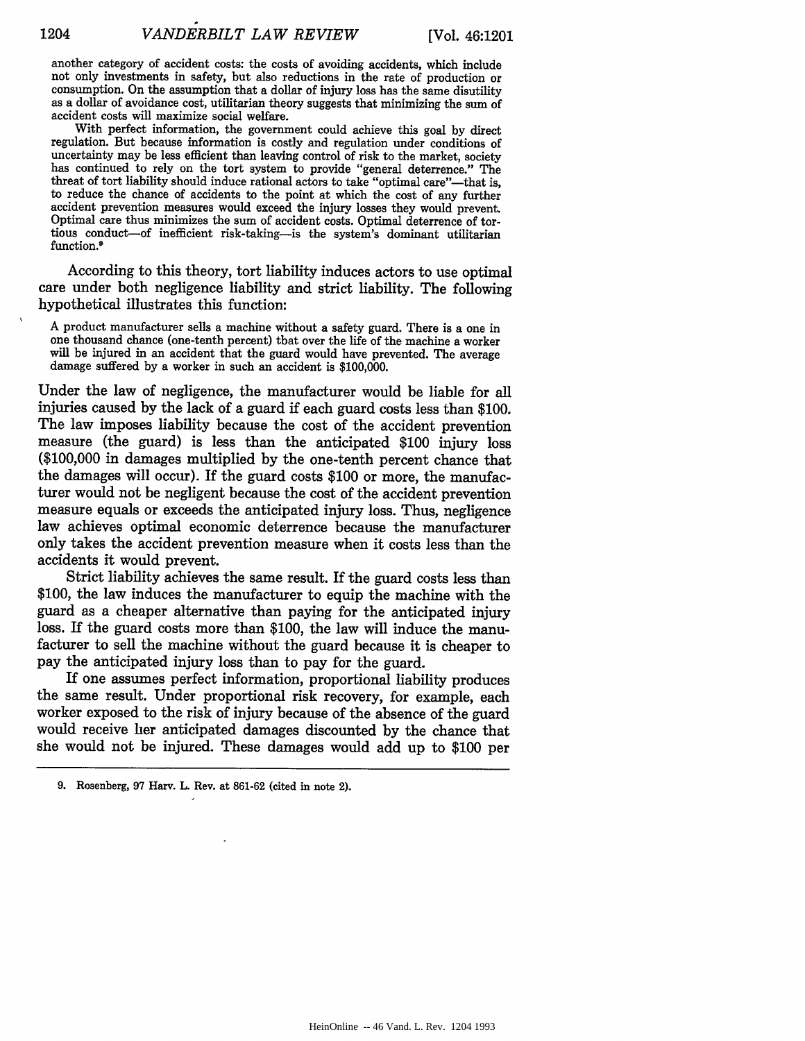another category of accident costs: the costs of avoiding accidents, which include not only investments in safety, but also reductions in the rate of production or consumption. On the assumption that a dollar of injury loss has the same disutility as a dollar of avoidance cost, utilitarian theory suggests that minimizing the sum of accident costs will maximize social welfare.

With perfect information, the government could achieve this goal by direct regulation. But because information is costly and regulation under conditions of uncertainty may be less efficient than leaving control of risk to the market, society has continued to rely on the tort system to provide "general deterrence." The threat of tort liability should induce rational actors to take "optimal care"—that is, to reduce the chance of accidents to the point at which the cost of any further accident prevention measures would exceed the injury losses they would prevent. Optimal care thus minimizes the sum of accident costs. Optimal deterrence of tortious conduct—of inefficient risk-taking—is the system's dominant utilitarian function.[9]

According to this theory, tort liability induces actors to use optimal care under both negligence liability and strict liability. The following hypothetical illustrates this function:

A product manufacturer sells a machine without a safety guard. There is a one in one thousand chance (one-tenth percent) that over the life of the machine a worker will be injured in an accident that the guard would have prevented. The average damage suffered by a worker in such an accident is $100,000.

Under the law of negligence, the manufacturer would be liable for all injuries caused by the lack of a guard if each guard costs less than $100. The law imposes liability because the cost of the accident prevention measure (the guard) is less than the anticipated $100 injury loss ($100,000 in damages multiplied by the one-tenth percent chance that the damages will occur). If the guard costs $100 or more, the manufacturer would not be negligent because the cost of the accident prevention measure equals or exceeds the anticipated injury loss. Thus, negligence law achieves optimal economic deterrence because the manufacturer only takes the accident prevention measure when it costs less than the accidents it would prevent.

Strict liability achieves the same result. If the guard costs less than $100, the law induces the manufacturer to equip the machine with the guard as a cheaper alternative than paying for the anticipated injury loss. If the guard costs more than $100, the law will induce the manufacturer to sell the machine without the guard because it is cheaper to pay the anticipated injury loss than to pay for the guard.

If one assumes perfect information, proportional liability produces the same result. Under proportional risk recovery, for example, each worker exposed to the risk of injury because of the absence of the guard would receive her anticipated damages discounted by the chance that she would not be injured. These damages would add up to $100 per

9. Rosenberg, 97 Harv. L. Rev. at 861-62 (cited in note 2).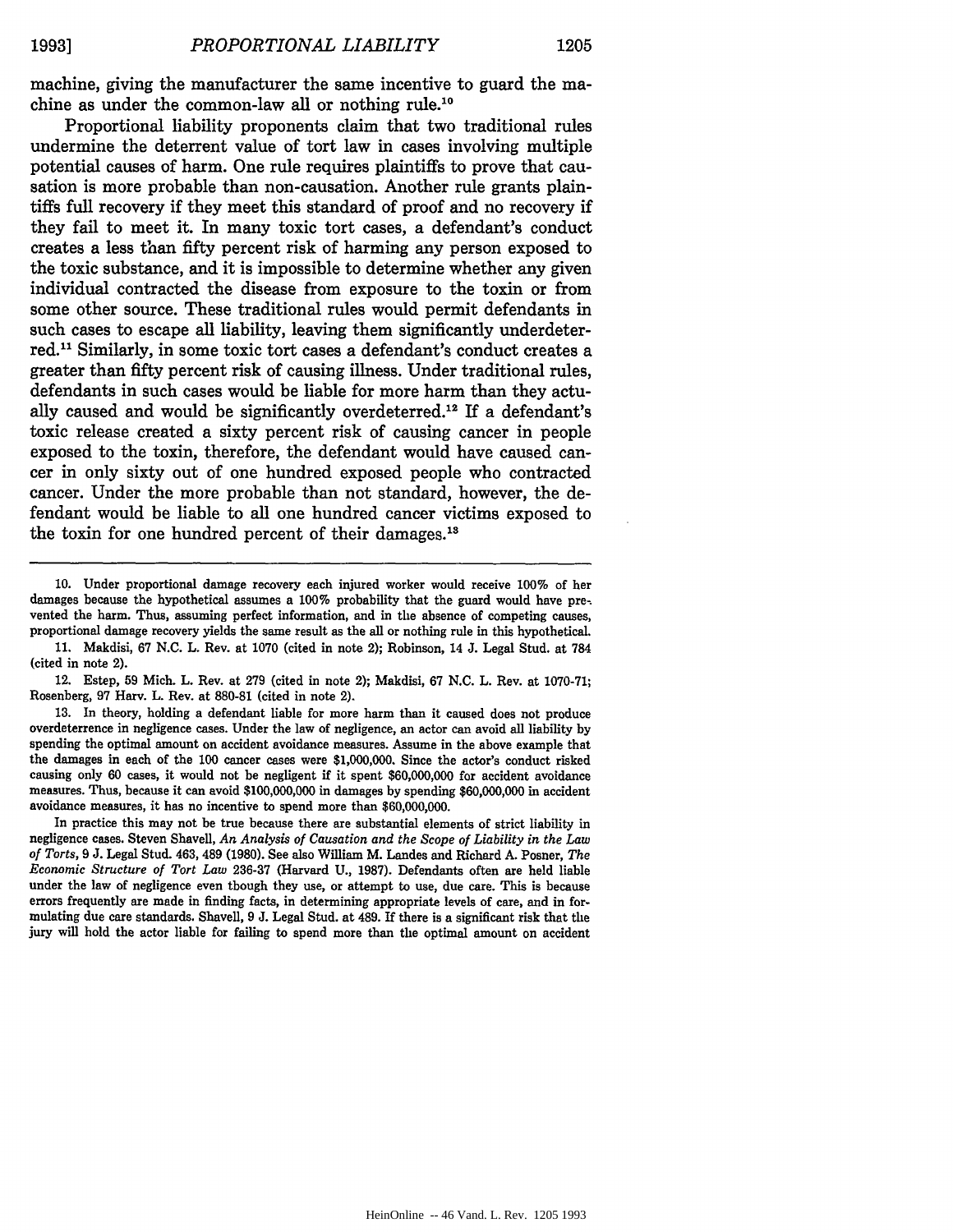machine, giving the manufacturer the same incentive to guard the machine as under the common-law all or nothing rule.[10]

Proportional liability proponents claim that two traditional rules undermine the deterrent value of tort law in cases involving multiple potential causes of harm. One rule requires plaintiffs to prove that causation is more probable than non-causation. Another rule grants plaintiffs full recovery if they meet this standard of proof and no recovery if they fail to meet it. In many toxic tort cases, a defendant's conduct creates a less than fifty percent risk of harming any person exposed to the toxic substance, and it is impossible to determine whether any given individual contracted the disease from exposure to the toxin or from some other source. These traditional rules would permit defendants in such cases to escape all liability, leaving them significantly underdeterred.[11] Similarly, in some toxic tort cases a defendant's conduct creates a greater than fifty percent risk of causing illness. Under traditional rules, defendants in such cases would be liable for more harm than they actually caused and would be significantly overdeterred.[12] If a defendant's toxic release created a sixty percent risk of causing cancer in people exposed to the toxin, therefore, the defendant would have caused cancer in only sixty out of one hundred exposed people who contracted cancer. Under the more probable than not standard, however, the defendant would be liable to all one hundred cancer victims exposed to the toxin for one hundred percent of their damages.[13]

---

10. Under proportional damage recovery each injured worker would receive 100% of her damages because the hypothetical assumes a 100% probability that the guard would have prevented the harm. Thus, assuming perfect information, and in the absence of competing causes, proportional damage recovery yields the same result as the all or nothing rule in this hypothetical.

11. Makdisi, 67 N.C. L. Rev. at 1070 (cited in note 2); Robinson, 14 J. Legal Stud. at 784 (cited in note 2).

12. Estep, 59 Mich. L. Rev. at 279 (cited in note 2); Makdisi, 67 N.C. L. Rev. at 1070-71; Rosenberg, 97 Harv. L. Rev. at 880-81 (cited in note 2).

13. In theory, holding a defendant liable for more harm than it caused does not produce overdeterrence in negligence cases. Under the law of negligence, an actor can avoid all liability by spending the optimal amount on accident avoidance measures. Assume in the above example that the damages in each of the 100 cancer cases were $1,000,000. Since the actor's conduct risked causing only 60 cases, it would not be negligent if it spent $60,000,000 for accident avoidance measures. Thus, because it can avoid $100,000,000 in damages by spending $60,000,000 in accident avoidance measures, it has no incentive to spend more than $60,000,000.

In practice this may not be true because there are substantial elements of strict liability in negligence cases. Steven Shavell, *An Analysis of Causation and the Scope of Liability in the Law of Torts*, 9 J. Legal Stud. 463, 489 (1980). See also William M. Landes and Richard A. Posner, *The Economic Structure of Tort Law* 236-37 (Harvard U., 1987). Defendants often are held liable under the law of negligence even though they use, or attempt to use, due care. This is because errors frequently are made in finding facts, in determining appropriate levels of care, and in formulating due care standards. Shavell, 9 J. Legal Stud. at 489. If there is a significant risk that the jury will hold the actor liable for failing to spend more than the optimal amount on accident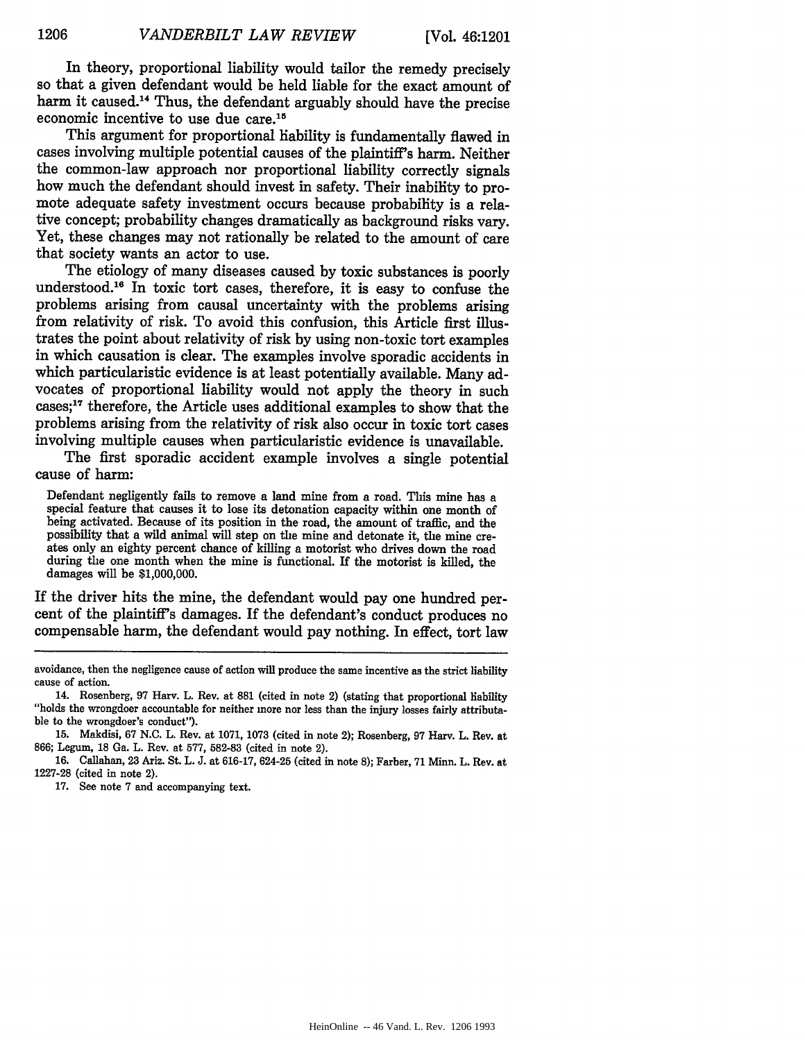In theory, proportional liability would tailor the remedy precisely so that a given defendant would be held liable for the exact amount of harm it caused.[14] Thus, the defendant arguably should have the precise economic incentive to use due care.[15]

This argument for proportional liability is fundamentally flawed in cases involving multiple potential causes of the plaintiff's harm. Neither the common-law approach nor proportional liability correctly signals how much the defendant should invest in safety. Their inability to promote adequate safety investment occurs because probability is a relative concept; probability changes dramatically as background risks vary. Yet, these changes may not rationally be related to the amount of care that society wants an actor to use.

The etiology of many diseases caused by toxic substances is poorly understood.[16] In toxic tort cases, therefore, it is easy to confuse the problems arising from causal uncertainty with the problems arising from relativity of risk. To avoid this confusion, this Article first illustrates the point about relativity of risk by using non-toxic tort examples in which causation is clear. The examples involve sporadic accidents in which particularistic evidence is at least potentially available. Many advocates of proportional liability would not apply the theory in such cases;[17] therefore, the Article uses additional examples to show that the problems arising from the relativity of risk also occur in toxic tort cases involving multiple causes when particularistic evidence is unavailable.

The first sporadic accident example involves a single potential cause of harm:

> Defendant negligently fails to remove a land mine from a road. This mine has a special feature that causes it to lose its detonation capacity within one month of being activated. Because of its position in the road, the amount of traffic, and the possibility that a wild animal will step on the mine and detonate it, the mine creates only an eighty percent chance of killing a motorist who drives down the road during the one month when the mine is functional. If the motorist is killed, the damages will be $1,000,000.

If the driver hits the mine, the defendant would pay one hundred percent of the plaintiff's damages. If the defendant's conduct produces no compensable harm, the defendant would pay nothing. In effect, tort law

---

avoidance, then the negligence cause of action will produce the same incentive as the strict liability cause of action.

14. Rosenberg, 97 Harv. L. Rev. at 881 (cited in note 2) (stating that proportional liability "holds the wrongdoer accountable for neither more nor less than the injury losses fairly attributable to the wrongdoer's conduct").

15. Makdisi, 67 N.C. L. Rev. at 1071, 1073 (cited in note 2); Rosenberg, 97 Harv. L. Rev. at 866; Legum, 18 Ga. L. Rev. at 577, 582-83 (cited in note 2).

16. Callahan, 23 Ariz. St. L. J. at 616-17, 624-25 (cited in note 8); Farber, 71 Minn. L. Rev. at 1227-28 (cited in note 2).

17. See note 7 and accompanying text.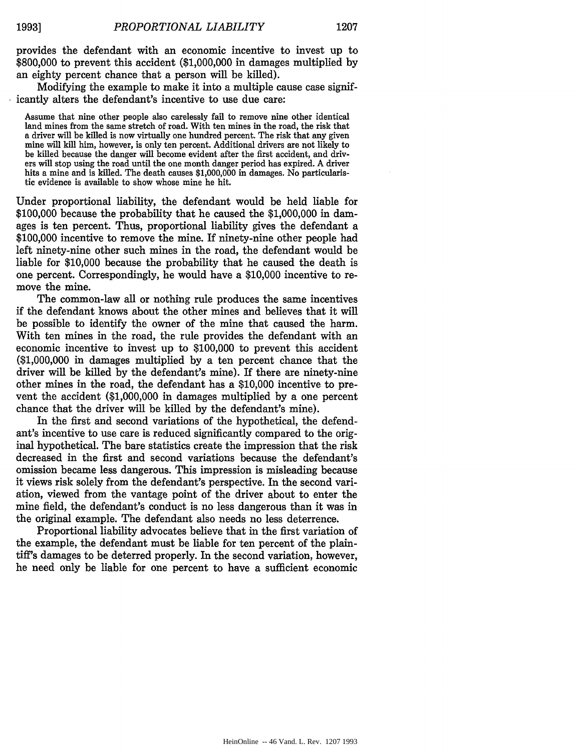provides the defendant with an economic incentive to invest up to $800,000 to prevent this accident ($1,000,000 in damages multiplied by an eighty percent chance that a person will be killed).

Modifying the example to make it into a multiple cause case significantly alters the defendant's incentive to use due care:

> Assume that nine other people also carelessly fail to remove nine other identical land mines from the same stretch of road. With ten mines in the road, the risk that a driver will be killed is now virtually one hundred percent. The risk that any given mine will kill him, however, is only ten percent. Additional drivers are not likely to be killed because the danger will become evident after the first accident, and drivers will stop using the road until the one month danger period has expired. A driver hits a mine and is killed. The death causes $1,000,000 in damages. No particularistic evidence is available to show whose mine he hit.

Under proportional liability, the defendant would be held liable for $100,000 because the probability that he caused the $1,000,000 in damages is ten percent. Thus, proportional liability gives the defendant a $100,000 incentive to remove the mine. If ninety-nine other people had left ninety-nine other such mines in the road, the defendant would be liable for $10,000 because the probability that he caused the death is one percent. Correspondingly, he would have a $10,000 incentive to remove the mine.

The common-law all or nothing rule produces the same incentives if the defendant knows about the other mines and believes that it will be possible to identify the owner of the mine that caused the harm. With ten mines in the road, the rule provides the defendant with an economic incentive to invest up to $100,000 to prevent this accident ($1,000,000 in damages multiplied by a ten percent chance that the driver will be killed by the defendant's mine). If there are ninety-nine other mines in the road, the defendant has a $10,000 incentive to prevent the accident ($1,000,000 in damages multiplied by a one percent chance that the driver will be killed by the defendant's mine).

In the first and second variations of the hypothetical, the defendant's incentive to use care is reduced significantly compared to the original hypothetical. The bare statistics create the impression that the risk decreased in the first and second variations because the defendant's omission became less dangerous. This impression is misleading because it views risk solely from the defendant's perspective. In the second variation, viewed from the vantage point of the driver about to enter the mine field, the defendant's conduct is no less dangerous than it was in the original example. The defendant also needs no less deterrence.

Proportional liability advocates believe that in the first variation of the example, the defendant must be liable for ten percent of the plaintiff's damages to be deterred properly. In the second variation, however, he need only be liable for one percent to have a sufficient economic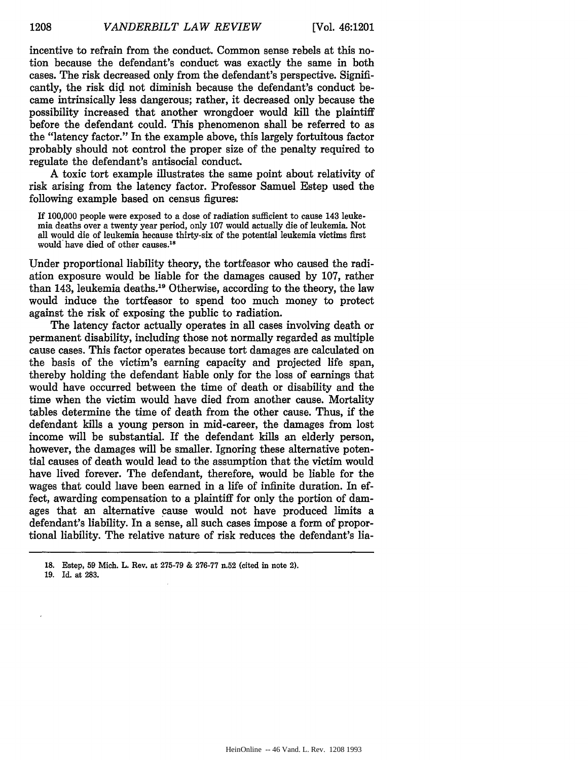incentive to refrain from the conduct. Common sense rebels at this notion because the defendant's conduct was exactly the same in both cases. The risk decreased only from the defendant's perspective. Significantly, the risk did not diminish because the defendant's conduct became intrinsically less dangerous; rather, it decreased only because the possibility increased that another wrongdoer would kill the plaintiff before the defendant could. This phenomenon shall be referred to as the "latency factor." In the example above, this largely fortuitous factor probably should not control the proper size of the penalty required to regulate the defendant's antisocial conduct.

A toxic tort example illustrates the same point about relativity of risk arising from the latency factor. Professor Samuel Estep used the following example based on census figures:

> If 100,000 people were exposed to a dose of radiation sufficient to cause 143 leukemia deaths over a twenty year period, only 107 would actually die of leukemia. Not all would die of leukemia because thirty-six of the potential leukemia victims first would have died of other causes.[18]

Under proportional liability theory, the tortfeasor who caused the radiation exposure would be liable for the damages caused by 107, rather than 143, leukemia deaths.[19] Otherwise, according to the theory, the law would induce the tortfeasor to spend too much money to protect against the risk of exposing the public to radiation.

The latency factor actually operates in all cases involving death or permanent disability, including those not normally regarded as multiple cause cases. This factor operates because tort damages are calculated on the basis of the victim's earning capacity and projected life span, thereby holding the defendant liable only for the loss of earnings that would have occurred between the time of death or disability and the time when the victim would have died from another cause. Mortality tables determine the time of death from the other cause. Thus, if the defendant kills a young person in mid-career, the damages from lost income will be substantial. If the defendant kills an elderly person, however, the damages will be smaller. Ignoring these alternative potential causes of death would lead to the assumption that the victim would have lived forever. The defendant, therefore, would be liable for the wages that could have been earned in a life of infinite duration. In effect, awarding compensation to a plaintiff for only the portion of damages that an alternative cause would not have produced limits a defendant's liability. In a sense, all such cases impose a form of proportional liability. The relative nature of risk reduces the defendant's lia-

---

18. Estep, 59 Mich. L. Rev. at 275-79 & 276-77 n.52 (cited in note 2).

19. Id. at 283.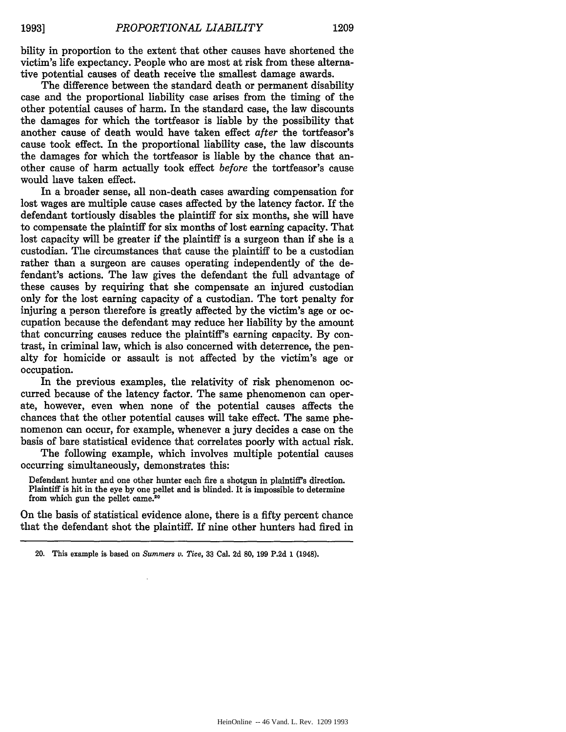bility in proportion to the extent that other causes have shortened the victim's life expectancy. People who are most at risk from these alternative potential causes of death receive the smallest damage awards.

The difference between the standard death or permanent disability case and the proportional liability case arises from the timing of the other potential causes of harm. In the standard case, the law discounts the damages for which the tortfeasor is liable by the possibility that another cause of death would have taken effect *after* the tortfeasor's cause took effect. In the proportional liability case, the law discounts the damages for which the tortfeasor is liable by the chance that another cause of harm actually took effect *before* the tortfeasor's cause would have taken effect.

In a broader sense, all non-death cases awarding compensation for lost wages are multiple cause cases affected by the latency factor. If the defendant tortiously disables the plaintiff for six months, she will have to compensate the plaintiff for six months of lost earning capacity. That lost capacity will be greater if the plaintiff is a surgeon than if she is a custodian. The circumstances that cause the plaintiff to be a custodian rather than a surgeon are causes operating independently of the defendant's actions. The law gives the defendant the full advantage of these causes by requiring that she compensate an injured custodian only for the lost earning capacity of a custodian. The tort penalty for injuring a person therefore is greatly affected by the victim's age or occupation because the defendant may reduce her liability by the amount that concurring causes reduce the plaintiff's earning capacity. By contrast, in criminal law, which is also concerned with deterrence, the penalty for homicide or assault is not affected by the victim's age or occupation.

In the previous examples, the relativity of risk phenomenon occurred because of the latency factor. The same phenomenon can operate, however, even when none of the potential causes affects the chances that the other potential causes will take effect. The same phenomenon can occur, for example, whenever a jury decides a case on the basis of bare statistical evidence that correlates poorly with actual risk.

The following example, which involves multiple potential causes occurring simultaneously, demonstrates this:

> Defendant hunter and one other hunter each fire a shotgun in plaintiff's direction. Plaintiff is hit in the eye by one pellet and is blinded. It is impossible to determine from which gun the pellet came.[20]

On the basis of statistical evidence alone, there is a fifty percent chance that the defendant shot the plaintiff. If nine other hunters had fired in

---

20. This example is based on *Summers v. Tice*, 33 Cal. 2d 80, 199 P.2d 1 (1948).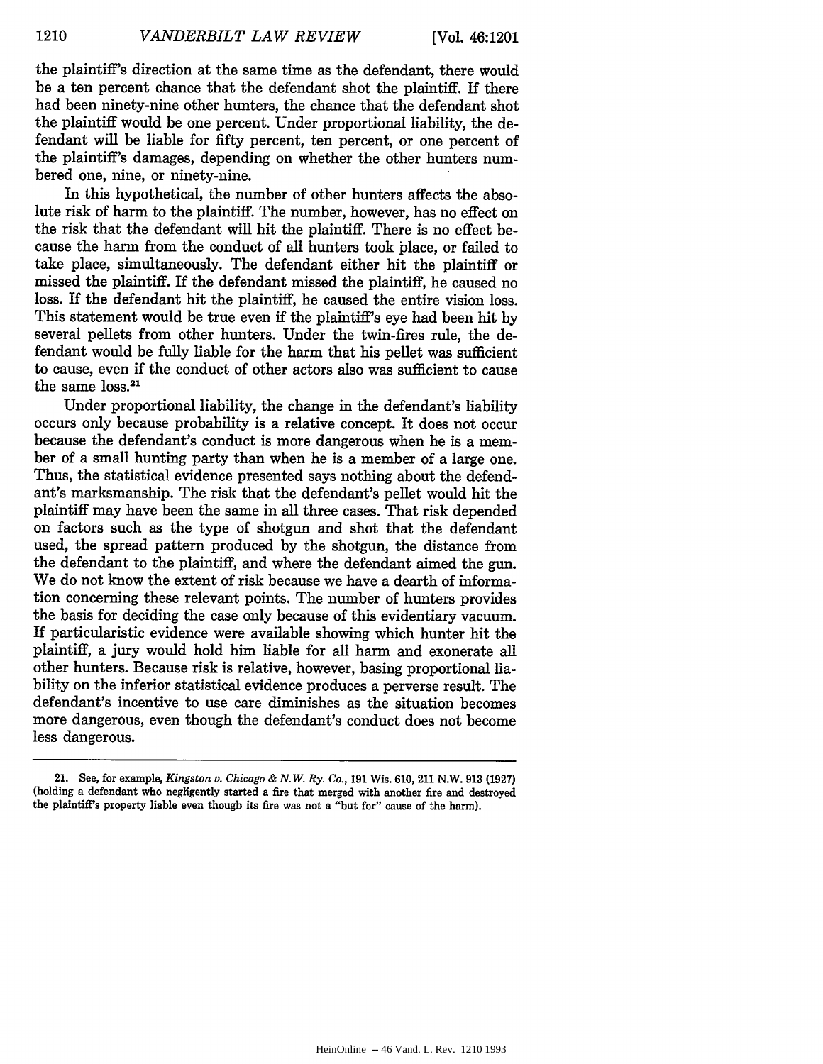the plaintiff's direction at the same time as the defendant, there would be a ten percent chance that the defendant shot the plaintiff. If there had been ninety-nine other hunters, the chance that the defendant shot the plaintiff would be one percent. Under proportional liability, the defendant will be liable for fifty percent, ten percent, or one percent of the plaintiff's damages, depending on whether the other hunters numbered one, nine, or ninety-nine.

In this hypothetical, the number of other hunters affects the absolute risk of harm to the plaintiff. The number, however, has no effect on the risk that the defendant will hit the plaintiff. There is no effect because the harm from the conduct of all hunters took place, or failed to take place, simultaneously. The defendant either hit the plaintiff or missed the plaintiff. If the defendant missed the plaintiff, he caused no loss. If the defendant hit the plaintiff, he caused the entire vision loss. This statement would be true even if the plaintiff's eye had been hit by several pellets from other hunters. Under the twin-fires rule, the defendant would be fully liable for the harm that his pellet was sufficient to cause, even if the conduct of other actors also was sufficient to cause the same loss.[21]

Under proportional liability, the change in the defendant's liability occurs only because probability is a relative concept. It does not occur because the defendant's conduct is more dangerous when he is a member of a small hunting party than when he is a member of a large one. Thus, the statistical evidence presented says nothing about the defendant's marksmanship. The risk that the defendant's pellet would hit the plaintiff may have been the same in all three cases. That risk depended on factors such as the type of shotgun and shot that the defendant used, the spread pattern produced by the shotgun, the distance from the defendant to the plaintiff, and where the defendant aimed the gun. We do not know the extent of risk because we have a dearth of information concerning these relevant points. The number of hunters provides the basis for deciding the case only because of this evidentiary vacuum. If particularistic evidence were available showing which hunter hit the plaintiff, a jury would hold him liable for all harm and exonerate all other hunters. Because risk is relative, however, basing proportional liability on the inferior statistical evidence produces a perverse result. The defendant's incentive to use care diminishes as the situation becomes more dangerous, even though the defendant's conduct does not become less dangerous.

---

21. See, for example, *Kingston v. Chicago & N.W. Ry. Co.*, 191 Wis. 610, 211 N.W. 913 (1927) (holding a defendant who negligently started a fire that merged with another fire and destroyed the plaintiff's property liable even though its fire was not a "but for" cause of the harm).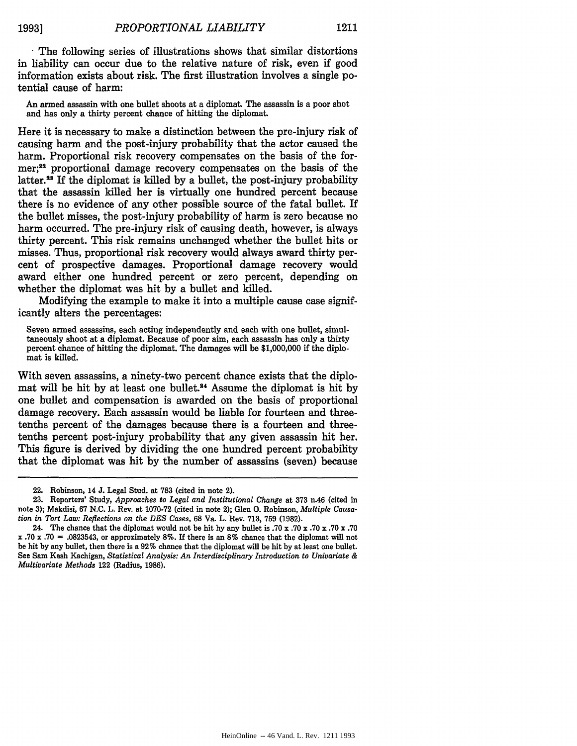The following series of illustrations shows that similar distortions in liability can occur due to the relative nature of risk, even if good information exists about risk. The first illustration involves a single potential cause of harm:

> An armed assassin with one bullet shoots at a diplomat. The assassin is a poor shot and has only a thirty percent chance of hitting the diplomat.

Here it is necessary to make a distinction between the pre-injury risk of causing harm and the post-injury probability that the actor caused the harm. Proportional risk recovery compensates on the basis of the former;[22] proportional damage recovery compensates on the basis of the latter.[23] If the diplomat is killed by a bullet, the post-injury probability that the assassin killed her is virtually one hundred percent because there is no evidence of any other possible source of the fatal bullet. If the bullet misses, the post-injury probability of harm is zero because no harm occurred. The pre-injury risk of causing death, however, is always thirty percent. This risk remains unchanged whether the bullet hits or misses. Thus, proportional risk recovery would always award thirty percent of prospective damages. Proportional damage recovery would award either one hundred percent or zero percent, depending on whether the diplomat was hit by a bullet and killed.

Modifying the example to make it into a multiple cause case significantly alters the percentages:

> Seven armed assassins, each acting independently and each with one bullet, simultaneously shoot at a diplomat. Because of poor aim, each assassin has only a thirty percent chance of hitting the diplomat. The damages will be $1,000,000 if the diplomat is killed.

With seven assassins, a ninety-two percent chance exists that the diplomat will be hit by at least one bullet.[24] Assume the diplomat is hit by one bullet and compensation is awarded on the basis of proportional damage recovery. Each assassin would be liable for fourteen and three-tenths percent of the damages because there is a fourteen and three-tenths percent post-injury probability that any given assassin hit her. This figure is derived by dividing the one hundred percent probability that the diplomat was hit by the number of assassins (seven) because

---

22. Robinson, 14 J. Legal Stud. at 783 (cited in note 2).

23. Reporters' Study, *Approaches to Legal and Institutional Change* at 373 n.46 (cited in note 3); Makdisi, 67 N.C. L. Rev. at 1070-72 (cited in note 2); Glen O. Robinson, *Multiple Causation in Tort Law: Reflections on the DES Cases*, 68 Va. L. Rev. 713, 759 (1982).

24. The chance that the diplomat would not be hit by any bullet is $.70 \times .70 \times .70 \times .70 \times .70 \times .70 \times .70 = .0823543$, or approximately 8%. If there is an 8% chance that the diplomat will not be hit by any bullet, then there is a 92% chance that the diplomat will be hit by at least one bullet. See Sam Kash Kachigan, *Statistical Analysis: An Interdisciplinary Introduction to Univariate & Multivariate Methods* 122 (Radius, 1986).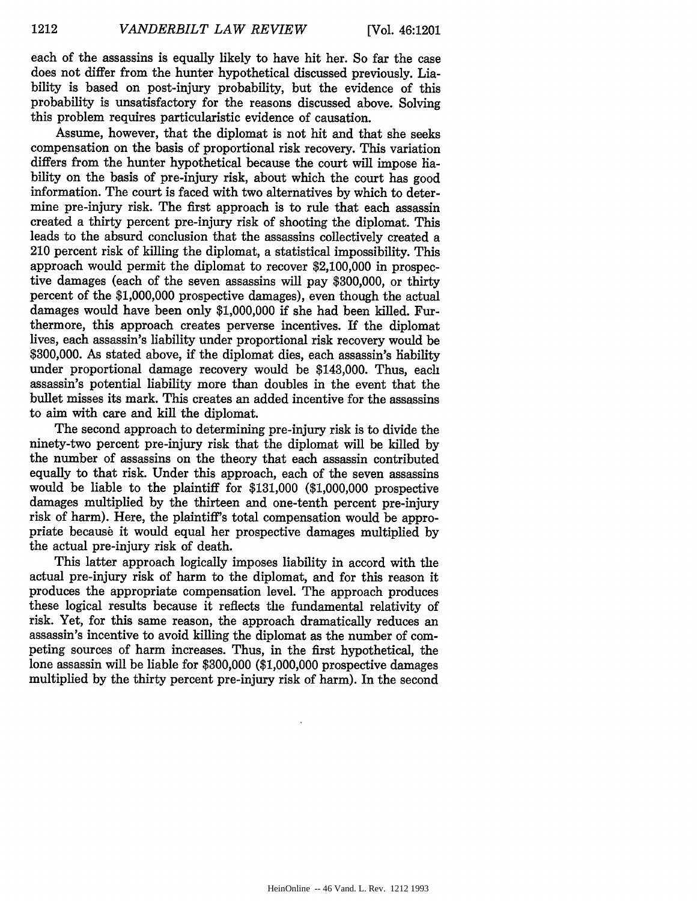each of the assassins is equally likely to have hit her. So far the case does not differ from the hunter hypothetical discussed previously. Liability is based on post-injury probability, but the evidence of this probability is unsatisfactory for the reasons discussed above. Solving this problem requires particularistic evidence of causation.

Assume, however, that the diplomat is not hit and that she seeks compensation on the basis of proportional risk recovery. This variation differs from the hunter hypothetical because the court will impose liability on the basis of pre-injury risk, about which the court has good information. The court is faced with two alternatives by which to determine pre-injury risk. The first approach is to rule that each assassin created a thirty percent pre-injury risk of shooting the diplomat. This leads to the absurd conclusion that the assassins collectively created a 210 percent risk of killing the diplomat, a statistical impossibility. This approach would permit the diplomat to recover $2,100,000 in prospective damages (each of the seven assassins will pay $300,000, or thirty percent of the $1,000,000 prospective damages), even though the actual damages would have been only $1,000,000 if she had been killed. Furthermore, this approach creates perverse incentives. If the diplomat lives, each assassin's liability under proportional risk recovery would be $300,000. As stated above, if the diplomat dies, each assassin's liability under proportional damage recovery would be $143,000. Thus, each assassin's potential liability more than doubles in the event that the bullet misses its mark. This creates an added incentive for the assassins to aim with care and kill the diplomat.

The second approach to determining pre-injury risk is to divide the ninety-two percent pre-injury risk that the diplomat will be killed by the number of assassins on the theory that each assassin contributed equally to that risk. Under this approach, each of the seven assassins would be liable to the plaintiff for $131,000 ($1,000,000 prospective damages multiplied by the thirteen and one-tenth percent pre-injury risk of harm). Here, the plaintiff's total compensation would be appropriate because it would equal her prospective damages multiplied by the actual pre-injury risk of death.

This latter approach logically imposes liability in accord with the actual pre-injury risk of harm to the diplomat, and for this reason it produces the appropriate compensation level. The approach produces these logical results because it reflects the fundamental relativity of risk. Yet, for this same reason, the approach dramatically reduces an assassin's incentive to avoid killing the diplomat as the number of competing sources of harm increases. Thus, in the first hypothetical, the lone assassin will be liable for $300,000 ($1,000,000 prospective damages multiplied by the thirty percent pre-injury risk of harm). In the second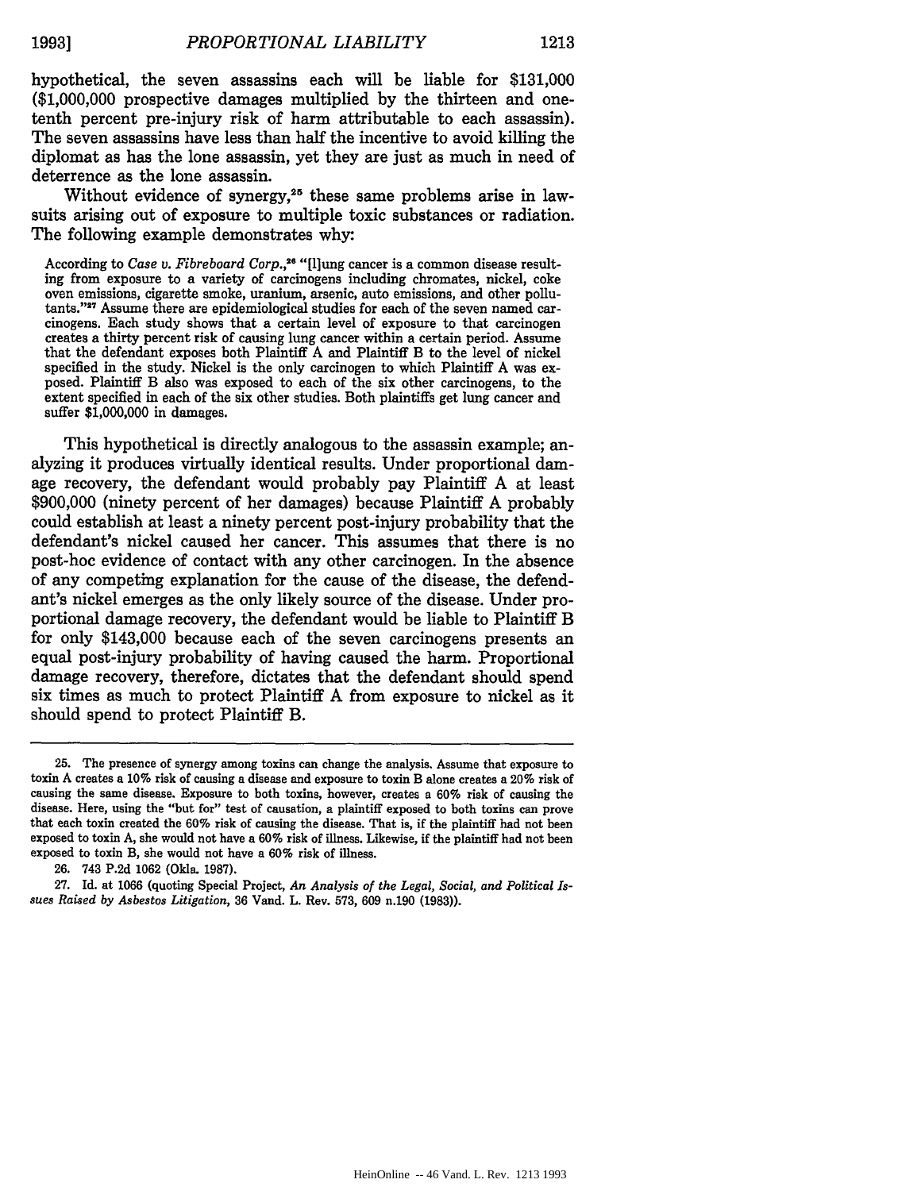hypothetical, the seven assassins each will be liable for $131,000 ($1,000,000 prospective damages multiplied by the thirteen and one-tenth percent pre-injury risk of harm attributable to each assassin). The seven assassins have less than half the incentive to avoid killing the diplomat as has the lone assassin, yet they are just as much in need of deterrence as the lone assassin.

Without evidence of synergy,[25] these same problems arise in lawsuits arising out of exposure to multiple toxic substances or radiation. The following example demonstrates why:

> According to *Case v. Fibreboard Corp.*,[26] "[l]ung cancer is a common disease resulting from exposure to a variety of carcinogens including chromates, nickel, coke oven emissions, cigarette smoke, uranium, arsenic, auto emissions, and other pollutants."[27] Assume there are epidemiological studies for each of the seven named carcinogens. Each study shows that a certain level of exposure to that carcinogen creates a thirty percent risk of causing lung cancer within a certain period. Assume that the defendant exposes both Plaintiff A and Plaintiff B to the level of nickel specified in the study. Nickel is the only carcinogen to which Plaintiff A was exposed. Plaintiff B also was exposed to each of the six other carcinogens, to the extent specified in each of the six other studies. Both plaintiffs get lung cancer and suffer $1,000,000 in damages.

This hypothetical is directly analogous to the assassin example; analyzing it produces virtually identical results. Under proportional damage recovery, the defendant would probably pay Plaintiff A at least $900,000 (ninety percent of her damages) because Plaintiff A probably could establish at least a ninety percent post-injury probability that the defendant's nickel caused her cancer. This assumes that there is no post-hoc evidence of contact with any other carcinogen. In the absence of any competing explanation for the cause of the disease, the defendant's nickel emerges as the only likely source of the disease. Under proportional damage recovery, the defendant would be liable to Plaintiff B for only $143,000 because each of the seven carcinogens presents an equal post-injury probability of having caused the harm. Proportional damage recovery, therefore, dictates that the defendant should spend six times as much to protect Plaintiff A from exposure to nickel as it should spend to protect Plaintiff B.

---

25. The presence of synergy among toxins can change the analysis. Assume that exposure to toxin A creates a 10% risk of causing a disease and exposure to toxin B alone creates a 20% risk of causing the same disease. Exposure to both toxins, however, creates a 60% risk of causing the disease. Here, using the "but for" test of causation, a plaintiff exposed to both toxins can prove that each toxin created the 60% risk of causing the disease. That is, if the plaintiff had not been exposed to toxin A, she would not have a 60% risk of illness. Likewise, if the plaintiff had not been exposed to toxin B, she would not have a 60% risk of illness.

26. 743 P.2d 1062 (Okla. 1987).

27. Id. at 1066 (quoting Special Project, *An Analysis of the Legal, Social, and Political Issues Raised by Asbestos Litigation*, 36 Vand. L. Rev. 573, 609 n.190 (1983)).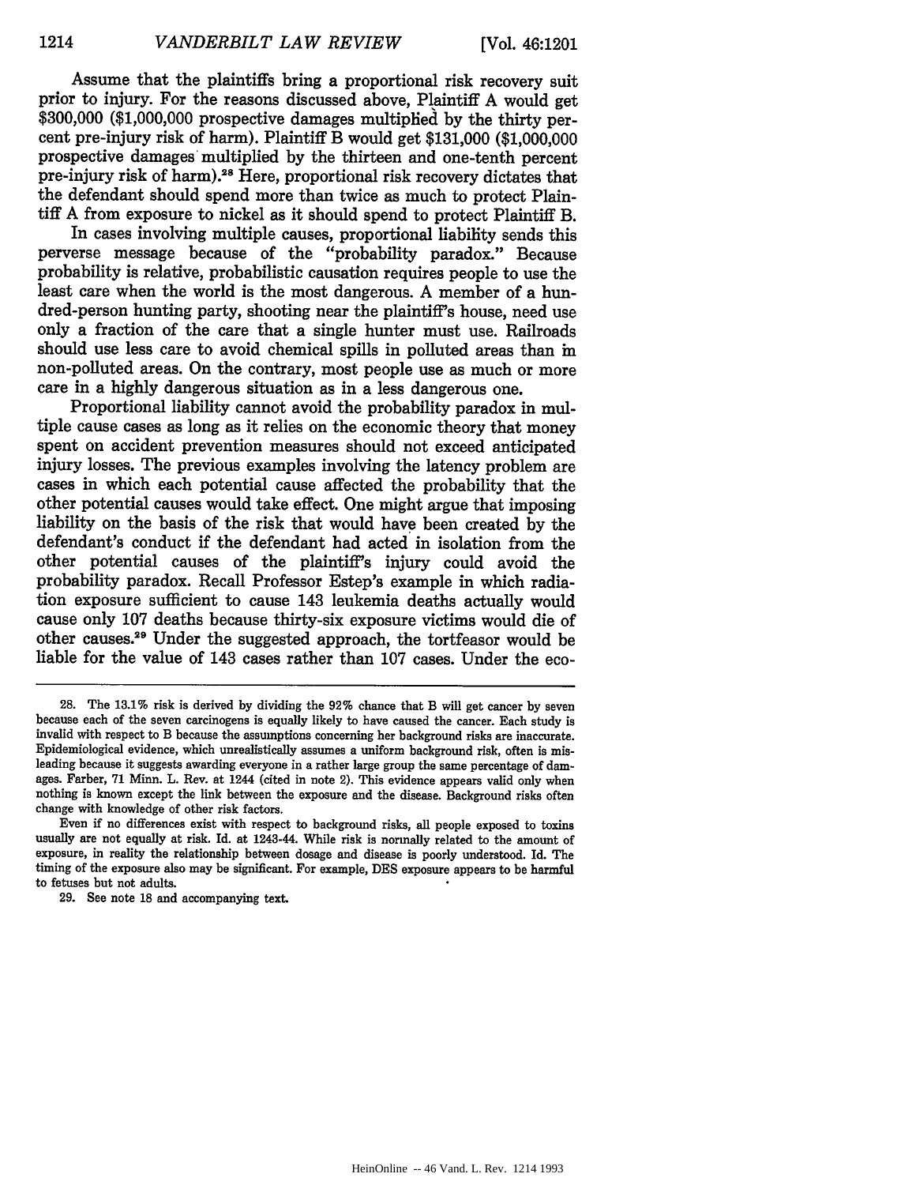Assume that the plaintiffs bring a proportional risk recovery suit prior to injury. For the reasons discussed above, Plaintiff A would get $300,000 ($1,000,000 prospective damages multiplied by the thirty percent pre-injury risk of harm). Plaintiff B would get $131,000 ($1,000,000 prospective damages multiplied by the thirteen and one-tenth percent pre-injury risk of harm).[28] Here, proportional risk recovery dictates that the defendant should spend more than twice as much to protect Plaintiff A from exposure to nickel as it should spend to protect Plaintiff B.

In cases involving multiple causes, proportional liability sends this perverse message because of the "probability paradox." Because probability is relative, probabilistic causation requires people to use the least care when the world is the most dangerous. A member of a hundred-person hunting party, shooting near the plaintiff's house, need use only a fraction of the care that a single hunter must use. Railroads should use less care to avoid chemical spills in polluted areas than in non-polluted areas. On the contrary, most people use as much or more care in a highly dangerous situation as in a less dangerous one.

Proportional liability cannot avoid the probability paradox in multiple cause cases as long as it relies on the economic theory that money spent on accident prevention measures should not exceed anticipated injury losses. The previous examples involving the latency problem are cases in which each potential cause affected the probability that the other potential causes would take effect. One might argue that imposing liability on the basis of the risk that would have been created by the defendant's conduct if the defendant had acted in isolation from the other potential causes of the plaintiff's injury could avoid the probability paradox. Recall Professor Estep's example in which radiation exposure sufficient to cause 143 leukemia deaths actually would cause only 107 deaths because thirty-six exposure victims would die of other causes.[29] Under the suggested approach, the tortfeasor would be liable for the value of 143 cases rather than 107 cases. Under the eco-

---

28. The 13.1% risk is derived by dividing the 92% chance that B will get cancer by seven because each of the seven carcinogens is equally likely to have caused the cancer. Each study is invalid with respect to B because the assumptions concerning her background risks are inaccurate. Epidemiological evidence, which unrealistically assumes a uniform background risk, often is misleading because it suggests awarding everyone in a rather large group the same percentage of damages. Farber, 71 Minn. L. Rev. at 1244 (cited in note 2). This evidence appears valid only when nothing is known except the link between the exposure and the disease. Background risks often change with knowledge of other risk factors.

Even if no differences exist with respect to background risks, all people exposed to toxins usually are not equally at risk. Id. at 1243-44. While risk is normally related to the amount of exposure, in reality the relationship between dosage and disease is poorly understood. Id. The timing of the exposure also may be significant. For example, DES exposure appears to be harmful to fetuses but not adults.

29. See note 18 and accompanying text.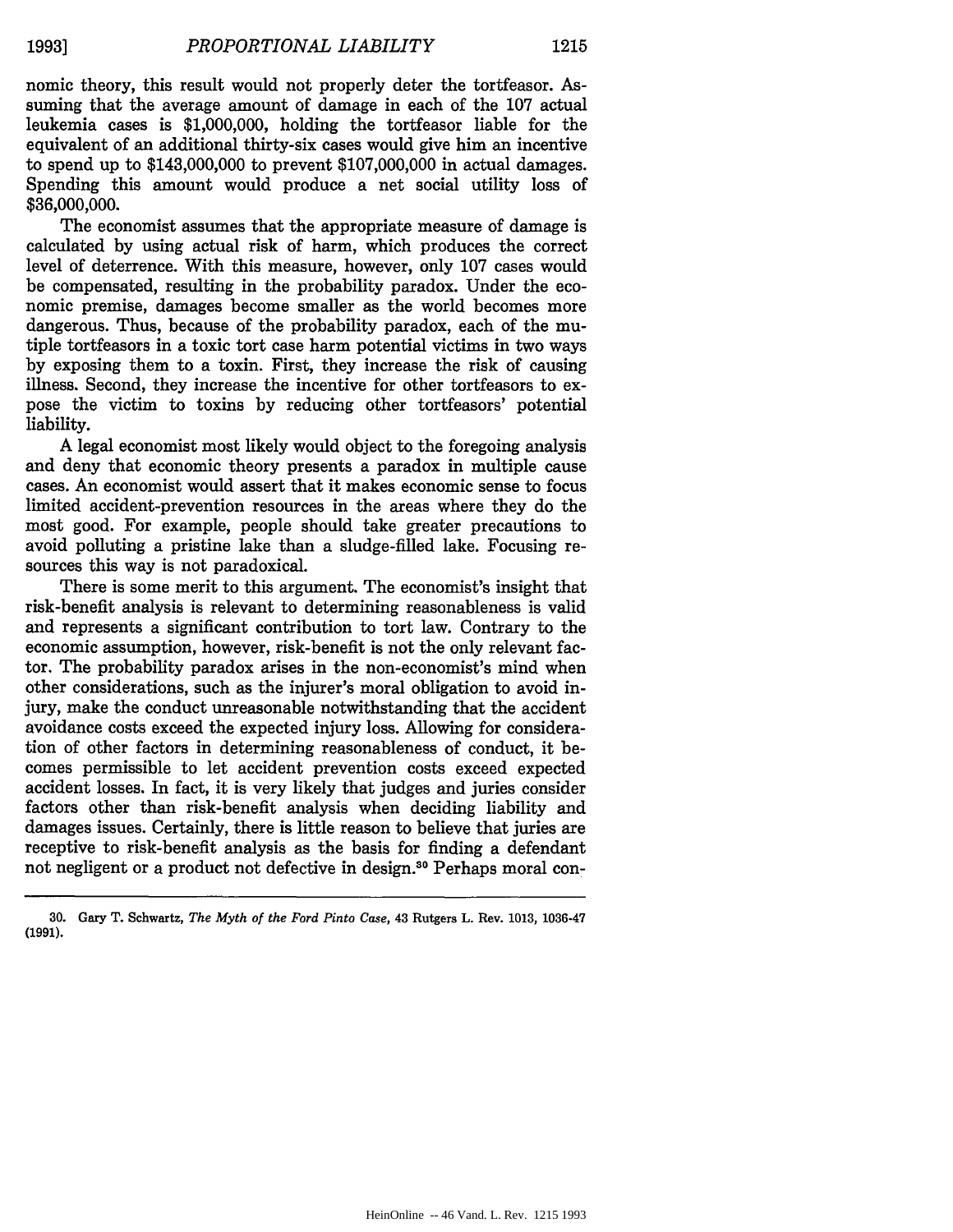nomic theory, this result would not properly deter the tortfeasor. Assuming that the average amount of damage in each of the 107 actual leukemia cases is $1,000,000, holding the tortfeasor liable for the equivalent of an additional thirty-six cases would give him an incentive to spend up to $143,000,000 to prevent $107,000,000 in actual damages. Spending this amount would produce a net social utility loss of $36,000,000.

The economist assumes that the appropriate measure of damage is calculated by using actual risk of harm, which produces the correct level of deterrence. With this measure, however, only 107 cases would be compensated, resulting in the probability paradox. Under the economic premise, damages become smaller as the world becomes more dangerous. Thus, because of the probability paradox, each of the mutiple tortfeasors in a toxic tort case harm potential victims in two ways by exposing them to a toxin. First, they increase the risk of causing illness. Second, they increase the incentive for other tortfeasors to expose the victim to toxins by reducing other tortfeasors' potential liability.

A legal economist most likely would object to the foregoing analysis and deny that economic theory presents a paradox in multiple cause cases. An economist would assert that it makes economic sense to focus limited accident-prevention resources in the areas where they do the most good. For example, people should take greater precautions to avoid polluting a pristine lake than a sludge-filled lake. Focusing resources this way is not paradoxical.

There is some merit to this argument. The economist's insight that risk-benefit analysis is relevant to determining reasonableness is valid and represents a significant contribution to tort law. Contrary to the economic assumption, however, risk-benefit is not the only relevant factor. The probability paradox arises in the non-economist's mind when other considerations, such as the injurer's moral obligation to avoid injury, make the conduct unreasonable notwithstanding that the accident avoidance costs exceed the expected injury loss. Allowing for consideration of other factors in determining reasonableness of conduct, it becomes permissible to let accident prevention costs exceed expected accident losses. In fact, it is very likely that judges and juries consider factors other than risk-benefit analysis when deciding liability and damages issues. Certainly, there is little reason to believe that juries are receptive to risk-benefit analysis as the basis for finding a defendant not negligent or a product not defective in design.[30] Perhaps moral con-

---

30. Gary T. Schwartz, *The Myth of the Ford Pinto Case*, 43 Rutgers L. Rev. 1013, 1036-47 (1991).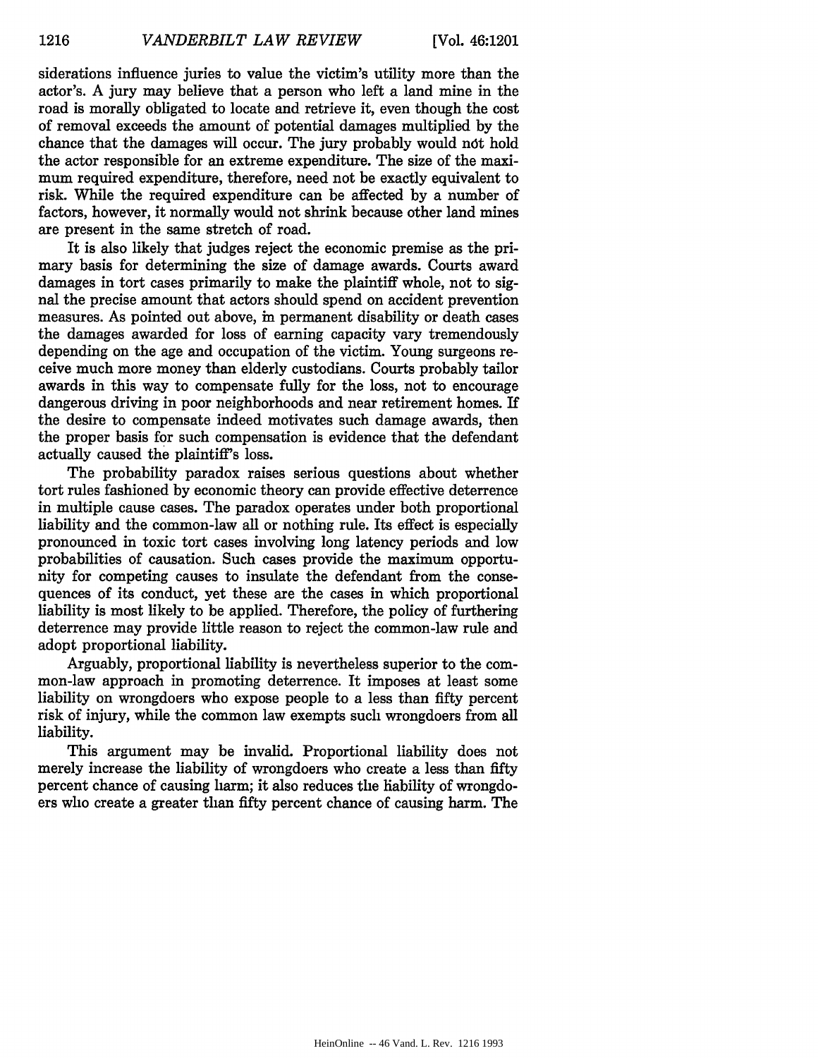siderations influence juries to value the victim's utility more than the actor's. A jury may believe that a person who left a land mine in the road is morally obligated to locate and retrieve it, even though the cost of removal exceeds the amount of potential damages multiplied by the chance that the damages will occur. The jury probably would not hold the actor responsible for an extreme expenditure. The size of the maximum required expenditure, therefore, need not be exactly equivalent to risk. While the required expenditure can be affected by a number of factors, however, it normally would not shrink because other land mines are present in the same stretch of road.

It is also likely that judges reject the economic premise as the primary basis for determining the size of damage awards. Courts award damages in tort cases primarily to make the plaintiff whole, not to signal the precise amount that actors should spend on accident prevention measures. As pointed out above, in permanent disability or death cases the damages awarded for loss of earning capacity vary tremendously depending on the age and occupation of the victim. Young surgeons receive much more money than elderly custodians. Courts probably tailor awards in this way to compensate fully for the loss, not to encourage dangerous driving in poor neighborhoods and near retirement homes. If the desire to compensate indeed motivates such damage awards, then the proper basis for such compensation is evidence that the defendant actually caused the plaintiff's loss.

The probability paradox raises serious questions about whether tort rules fashioned by economic theory can provide effective deterrence in multiple cause cases. The paradox operates under both proportional liability and the common-law all or nothing rule. Its effect is especially pronounced in toxic tort cases involving long latency periods and low probabilities of causation. Such cases provide the maximum opportunity for competing causes to insulate the defendant from the consequences of its conduct, yet these are the cases in which proportional liability is most likely to be applied. Therefore, the policy of furthering deterrence may provide little reason to reject the common-law rule and adopt proportional liability.

Arguably, proportional liability is nevertheless superior to the common-law approach in promoting deterrence. It imposes at least some liability on wrongdoers who expose people to a less than fifty percent risk of injury, while the common law exempts such wrongdoers from all liability.

This argument may be invalid. Proportional liability does not merely increase the liability of wrongdoers who create a less than fifty percent chance of causing harm; it also reduces the liability of wrongdoers who create a greater than fifty percent chance of causing harm. The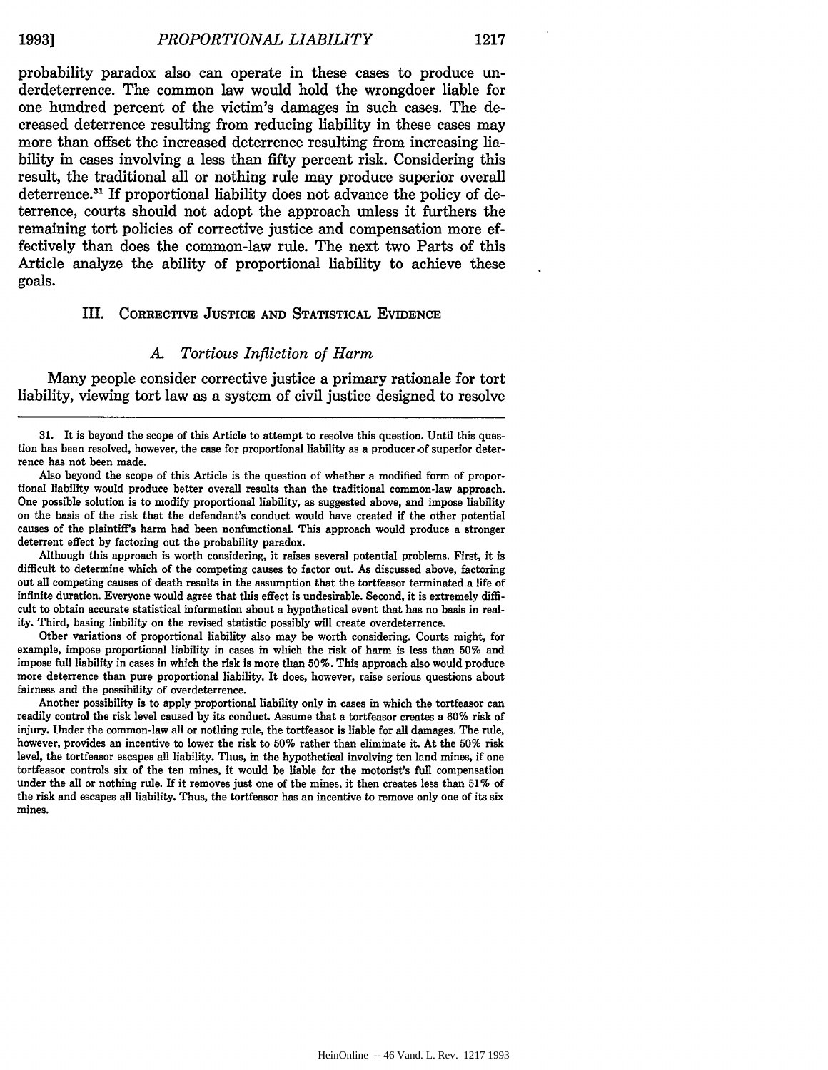probability paradox also can operate in these cases to produce underdeterrence. The common law would hold the wrongdoer liable for one hundred percent of the victim's damages in such cases. The decreased deterrence resulting from reducing liability in these cases may more than offset the increased deterrence resulting from increasing liability in cases involving a less than fifty percent risk. Considering this result, the traditional all or nothing rule may produce superior overall deterrence.[31] If proportional liability does not advance the policy of deterrence, courts should not adopt the approach unless it furthers the remaining tort policies of corrective justice and compensation more effectively than does the common-law rule. The next two Parts of this Article analyze the ability of proportional liability to achieve these goals.

## III. Corrective Justice and Statistical Evidence

### *A. Tortious Infliction of Harm*

Many people consider corrective justice a primary rationale for tort liability, viewing tort law as a system of civil justice designed to resolve

---

31. It is beyond the scope of this Article to attempt to resolve this question. Until this question has been resolved, however, the case for proportional liability as a producer of superior deterrence has not been made.

Also beyond the scope of this Article is the question of whether a modified form of proportional liability would produce better overall results than the traditional common-law approach. One possible solution is to modify proportional liability, as suggested above, and impose liability on the basis of the risk that the defendant's conduct would have created if the other potential causes of the plaintiff's harm had been nonfunctional. This approach would produce a stronger deterrent effect by factoring out the probability paradox.

Although this approach is worth considering, it raises several potential problems. First, it is difficult to determine which of the competing causes to factor out. As discussed above, factoring out all competing causes of death results in the assumption that the tortfeasor terminated a life of infinite duration. Everyone would agree that this effect is undesirable. Second, it is extremely difficult to obtain accurate statistical information about a hypothetical event that has no basis in reality. Third, basing liability on the revised statistic possibly will create overdeterrence.

Other variations of proportional liability also may be worth considering. Courts might, for example, impose proportional liability in cases in which the risk of harm is less than 50% and impose full liability in cases in which the risk is more than 50%. This approach also would produce more deterrence than pure proportional liability. It does, however, raise serious questions about fairness and the possibility of overdeterrence.

Another possibility is to apply proportional liability only in cases in which the tortfeasor can readily control the risk level caused by its conduct. Assume that a tortfeasor creates a 60% risk of injury. Under the common-law all or nothing rule, the tortfeasor is liable for all damages. The rule, however, provides an incentive to lower the risk to 50% rather than eliminate it. At the 50% risk level, the tortfeasor escapes all liability. Thus, in the hypothetical involving ten land mines, if one tortfeasor controls six of the ten mines, it would be liable for the motorist's full compensation under the all or nothing rule. If it removes just one of the mines, it then creates less than 51% of the risk and escapes all liability. Thus, the tortfeasor has an incentive to remove only one of its six mines.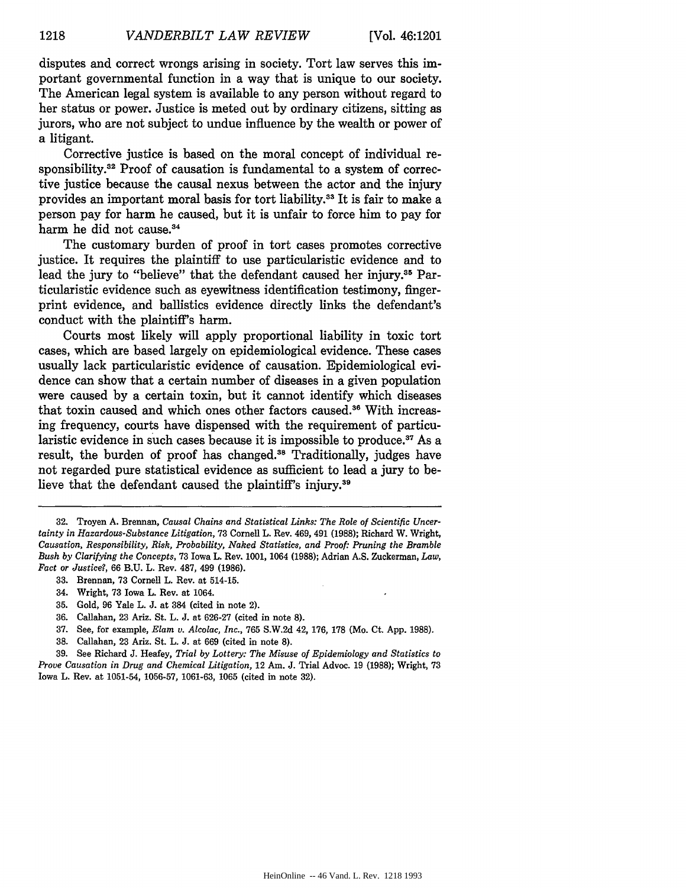disputes and correct wrongs arising in society. Tort law serves this important governmental function in a way that is unique to our society. The American legal system is available to any person without regard to her status or power. Justice is meted out by ordinary citizens, sitting as jurors, who are not subject to undue influence by the wealth or power of a litigant.

Corrective justice is based on the moral concept of individual responsibility.[32] Proof of causation is fundamental to a system of corrective justice because the causal nexus between the actor and the injury provides an important moral basis for tort liability.[33] It is fair to make a person pay for harm he caused, but it is unfair to force him to pay for harm he did not cause.[34]

The customary burden of proof in tort cases promotes corrective justice. It requires the plaintiff to use particularistic evidence and to lead the jury to "believe" that the defendant caused her injury.[35] Particularistic evidence such as eyewitness identification testimony, fingerprint evidence, and ballistics evidence directly links the defendant's conduct with the plaintiff's harm.

Courts most likely will apply proportional liability in toxic tort cases, which are based largely on epidemiological evidence. These cases usually lack particularistic evidence of causation. Epidemiological evidence can show that a certain number of diseases in a given population were caused by a certain toxin, but it cannot identify which diseases that toxin caused and which ones other factors caused.[36] With increasing frequency, courts have dispensed with the requirement of particularistic evidence in such cases because it is impossible to produce.[37] As a result, the burden of proof has changed.[38] Traditionally, judges have not regarded pure statistical evidence as sufficient to lead a jury to believe that the defendant caused the plaintiff's injury.[39]

---

32. Troyen A. Brennan, *Causal Chains and Statistical Links: The Role of Scientific Uncertainty in Hazardous-Substance Litigation*, 73 Cornell L. Rev. 469, 491 (1988); Richard W. Wright, *Causation, Responsibility, Risk, Probability, Naked Statistics, and Proof: Pruning the Bramble Bush by Clarifying the Concepts*, 73 Iowa L. Rev. 1001, 1064 (1988); Adrian A.S. Zuckerman, *Law, Fact or Justice?*, 66 B.U. L. Rev. 487, 499 (1986).

33. Brennan, 73 Cornell L. Rev. at 514-15.

34. Wright, 73 Iowa L. Rev. at 1064.

35. Gold, 96 Yale L. J. at 384 (cited in note 2).

36. Callahan, 23 Ariz. St. L. J. at 626-27 (cited in note 8).

37. See, for example, *Elam v. Alcolac, Inc.*, 765 S.W.2d 42, 176, 178 (Mo. Ct. App. 1988).

38. Callahan, 23 Ariz. St. L. J. at 669 (cited in note 8).

39. See Richard J. Heafey, *Trial by Lottery: The Misuse of Epidemiology and Statistics to Prove Causation in Drug and Chemical Litigation*, 12 Am. J. Trial Advoc. 19 (1988); Wright, 73 Iowa L. Rev. at 1051-54, 1056-57, 1061-63, 1065 (cited in note 32).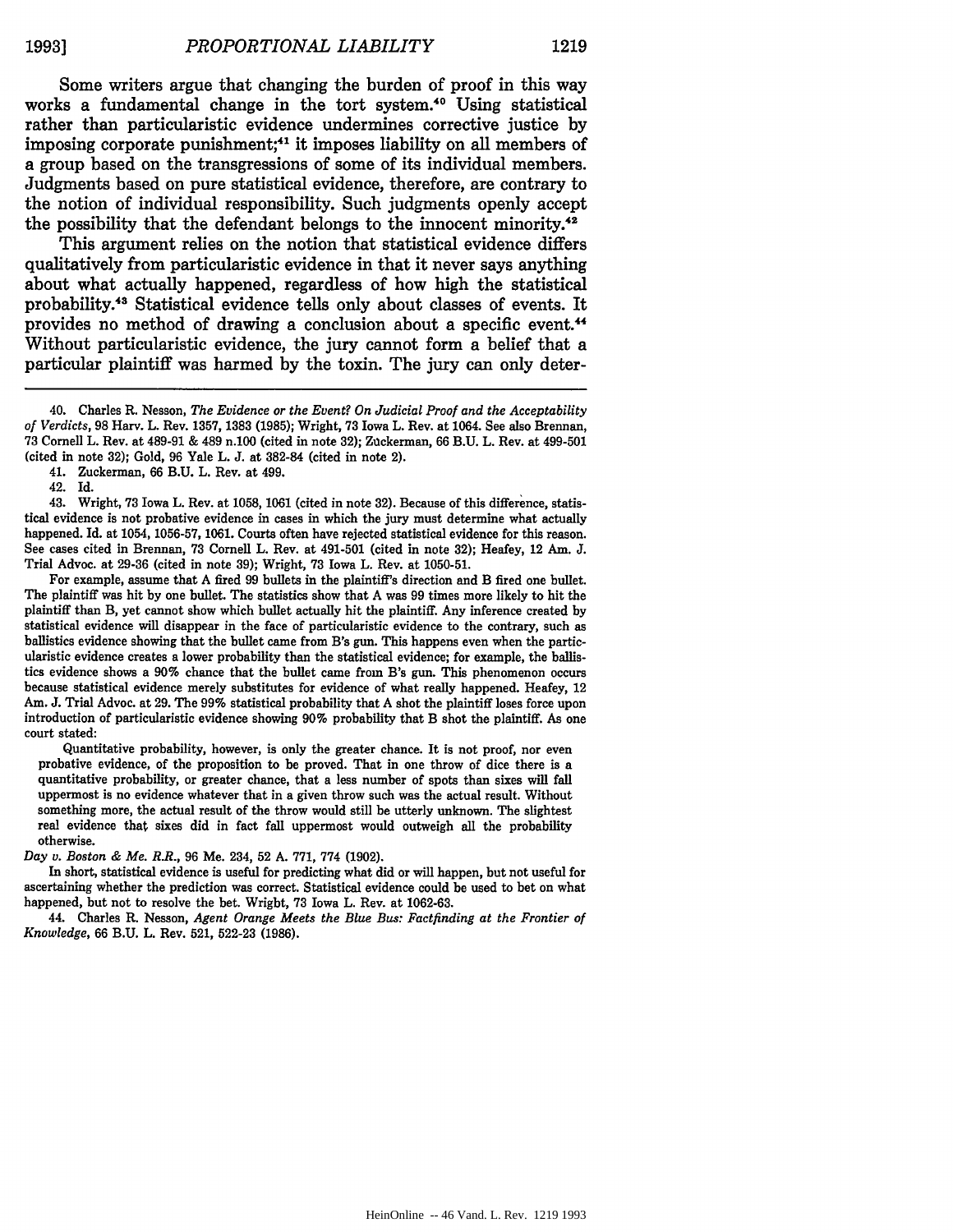Some writers argue that changing the burden of proof in this way works a fundamental change in the tort system.[40] Using statistical rather than particularistic evidence undermines corrective justice by imposing corporate punishment;[41] it imposes liability on all members of a group based on the transgressions of some of its individual members. Judgments based on pure statistical evidence, therefore, are contrary to the notion of individual responsibility. Such judgments openly accept the possibility that the defendant belongs to the innocent minority.[42]

This argument relies on the notion that statistical evidence differs qualitatively from particularistic evidence in that it never says anything about what actually happened, regardless of how high the statistical probability.[43] Statistical evidence tells only about classes of events. It provides no method of drawing a conclusion about a specific event.[44] Without particularistic evidence, the jury cannot form a belief that a particular plaintiff was harmed by the toxin. The jury can only deter-

---

40. Charles R. Nesson, *The Evidence or the Event? On Judicial Proof and the Acceptability of Verdicts*, 98 Harv. L. Rev. 1357, 1383 (1985); Wright, 73 Iowa L. Rev. at 1064. See also Brennan, 73 Cornell L. Rev. at 489-91 & 489 n.100 (cited in note 32); Zuckerman, 66 B.U. L. Rev. at 499-501 (cited in note 32); Gold, 96 Yale L. J. at 382-84 (cited in note 2).

41. Zuckerman, 66 B.U. L. Rev. at 499.

42. Id.

43. Wright, 73 Iowa L. Rev. at 1058, 1061 (cited in note 32). Because of this difference, statistical evidence is not probative evidence in cases in which the jury must determine what actually happened. Id. at 1054, 1056-57, 1061. Courts often have rejected statistical evidence for this reason. See cases cited in Brennan, 73 Cornell L. Rev. at 491-501 (cited in note 32); Heafey, 12 Am. J. Trial Advoc. at 29-36 (cited in note 39); Wright, 73 Iowa L. Rev. at 1050-51.

For example, assume that A fired 99 bullets in the plaintiff's direction and B fired one bullet. The plaintiff was hit by one bullet. The statistics show that A was 99 times more likely to hit the plaintiff than B, yet cannot show which bullet actually hit the plaintiff. Any inference created by statistical evidence will disappear in the face of particularistic evidence to the contrary, such as ballistics evidence showing that the bullet came from B's gun. This happens even when the particularistic evidence creates a lower probability than the statistical evidence; for example, the ballistics evidence shows a 90% chance that the bullet came from B's gun. This phenomenon occurs because statistical evidence merely substitutes for evidence of what really happened. Heafey, 12 Am. J. Trial Advoc. at 29. The 99% statistical probability that A shot the plaintiff loses force upon introduction of particularistic evidence showing 90% probability that B shot the plaintiff. As one court stated:

> Quantitative probability, however, is only the greater chance. It is not proof, nor even probative evidence, of the proposition to be proved. That in one throw of dice there is a quantitative probability, or greater chance, that a less number of spots than sixes will fall uppermost is no evidence whatever that in a given throw such was the actual result. Without something more, the actual result of the throw would still be utterly unknown. The slightest real evidence that sixes did in fact fall uppermost would outweigh all the probability otherwise.

*Day v. Boston & Me. R.R.*, 96 Me. 234, 52 A. 771, 774 (1902).

In short, statistical evidence is useful for predicting what did or will happen, but not useful for ascertaining whether the prediction was correct. Statistical evidence could be used to bet on what happened, but not to resolve the bet. Wright, 73 Iowa L. Rev. at 1062-63.

44. Charles R. Nesson, *Agent Orange Meets the Blue Bus: Factfinding at the Frontier of Knowledge*, 66 B.U. L. Rev. 521, 522-23 (1986).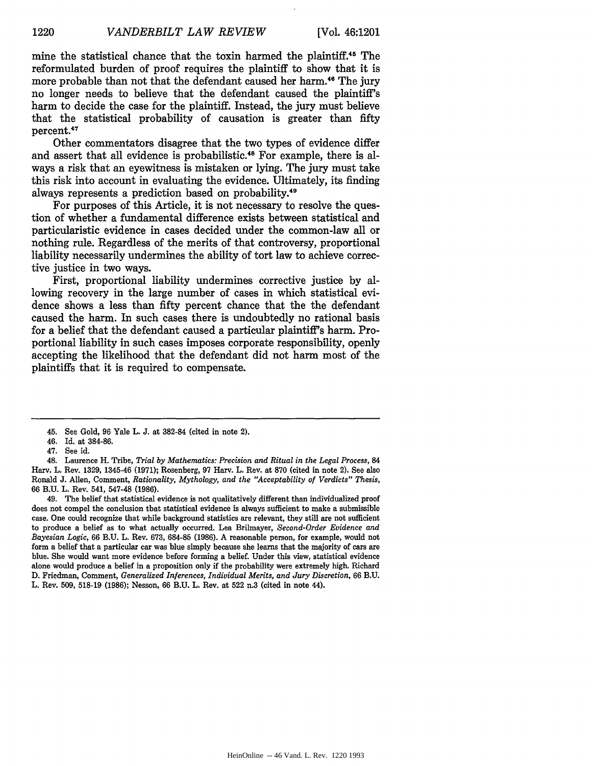mine the statistical chance that the toxin harmed the plaintiff.[45] The reformulated burden of proof requires the plaintiff to show that it is more probable than not that the defendant caused her harm.[46] The jury no longer needs to believe that the defendant caused the plaintiff's harm to decide the case for the plaintiff. Instead, the jury must believe that the statistical probability of causation is greater than fifty percent.[47]

Other commentators disagree that the two types of evidence differ and assert that all evidence is probabilistic.[48] For example, there is always a risk that an eyewitness is mistaken or lying. The jury must take this risk into account in evaluating the evidence. Ultimately, its finding always represents a prediction based on probability.[49]

For purposes of this Article, it is not necessary to resolve the question of whether a fundamental difference exists between statistical and particularistic evidence in cases decided under the common-law all or nothing rule. Regardless of the merits of that controversy, proportional liability necessarily undermines the ability of tort law to achieve corrective justice in two ways.

First, proportional liability undermines corrective justice by allowing recovery in the large number of cases in which statistical evidence shows a less than fifty percent chance that the the defendant caused the harm. In such cases there is undoubtedly no rational basis for a belief that the defendant caused a particular plaintiff's harm. Proportional liability in such cases imposes corporate responsibility, openly accepting the likelihood that the defendant did not harm most of the plaintiffs that it is required to compensate.

---

45. See Gold, 96 Yale L. J. at 382-84 (cited in note 2).

46. Id. at 384-86.

47. See id.

48. Laurence H. Tribe, *Trial by Mathematics: Precision and Ritual in the Legal Process*, 84 Harv. L. Rev. 1329, 1345-46 (1971); Rosenberg, 97 Harv. L. Rev. at 870 (cited in note 2). See also Ronald J. Allen, Comment, *Rationality, Mythology, and the "Acceptability of Verdicts" Thesis*, 66 B.U. L. Rev. 541, 547-48 (1986).

49. The belief that statistical evidence is not qualitatively different than individualized proof does not compel the conclusion that statistical evidence is always sufficient to make a submissible case. One could recognize that while background statistics are relevant, they still are not sufficient to produce a belief as to what actually occurred. Lea Brilmayer, *Second-Order Evidence and Bayesian Logic*, 66 B.U. L. Rev. 673, 684-85 (1986). A reasonable person, for example, would not form a belief that a particular car was blue simply because she learns that the majority of cars are blue. She would want more evidence before forming a belief. Under this view, statistical evidence alone would produce a belief in a proposition only if the probability were extremely high. Richard D. Friedman, Comment, *Generalized Inferences, Individual Merits, and Jury Discretion*, 66 B.U. L. Rev. 509, 518-19 (1986); Nesson, 66 B.U. L. Rev. at 522 n.3 (cited in note 44).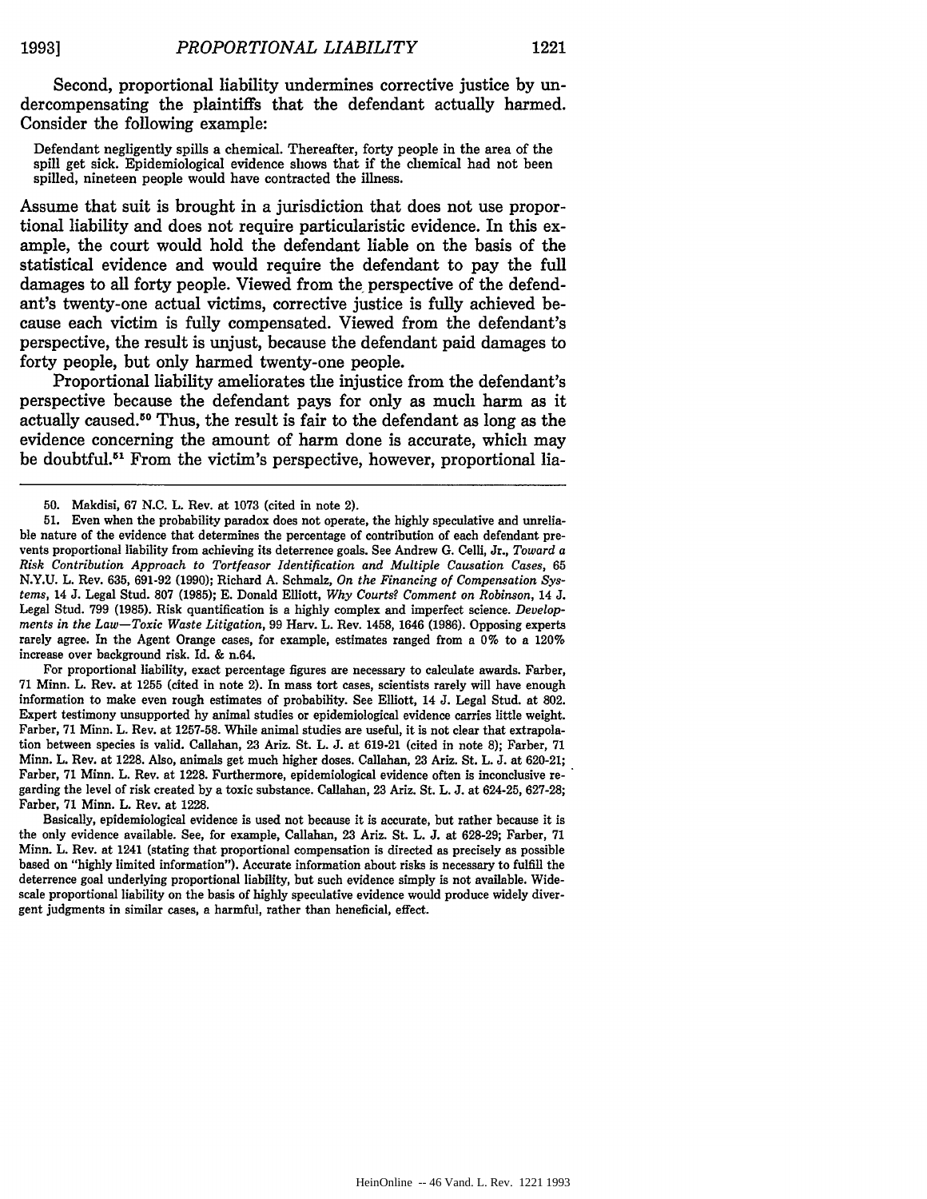Second, proportional liability undermines corrective justice by undercompensating the plaintiffs that the defendant actually harmed. Consider the following example:

> Defendant negligently spills a chemical. Thereafter, forty people in the area of the spill get sick. Epidemiological evidence shows that if the chemical had not been spilled, nineteen people would have contracted the illness.

Assume that suit is brought in a jurisdiction that does not use proportional liability and does not require particularistic evidence. In this example, the court would hold the defendant liable on the basis of the statistical evidence and would require the defendant to pay the full damages to all forty people. Viewed from the perspective of the defendant's twenty-one actual victims, corrective justice is fully achieved because each victim is fully compensated. Viewed from the defendant's perspective, the result is unjust, because the defendant paid damages to forty people, but only harmed twenty-one people.

Proportional liability ameliorates the injustice from the defendant's perspective because the defendant pays for only as much harm as it actually caused.[50] Thus, the result is fair to the defendant as long as the evidence concerning the amount of harm done is accurate, which may be doubtful.[51] From the victim's perspective, however, proportional lia-

---

50. Makdisi, 67 N.C. L. Rev. at 1073 (cited in note 2).

51. Even when the probability paradox does not operate, the highly speculative and unreliable nature of the evidence that determines the percentage of contribution of each defendant prevents proportional liability from achieving its deterrence goals. See Andrew G. Celli, Jr., *Toward a Risk Contribution Approach to Tortfeasor Identification and Multiple Causation Cases*, 65 N.Y.U. L. Rev. 635, 691-92 (1990); Richard A. Schmalz, *On the Financing of Compensation Systems*, 14 J. Legal Stud. 807 (1985); E. Donald Elliott, *Why Courts? Comment on Robinson*, 14 J. Legal Stud. 799 (1985). Risk quantification is a highly complex and imperfect science. *Developments in the Law—Toxic Waste Litigation*, 99 Harv. L. Rev. 1458, 1646 (1986). Opposing experts rarely agree. In the Agent Orange cases, for example, estimates ranged from a 0% to a 120% increase over background risk. Id. & n.64.

For proportional liability, exact percentage figures are necessary to calculate awards. Farber, 71 Minn. L. Rev. at 1255 (cited in note 2). In mass tort cases, scientists rarely will have enough information to make even rough estimates of probability. See Elliott, 14 J. Legal Stud. at 802. Expert testimony unsupported by animal studies or epidemiological evidence carries little weight. Farber, 71 Minn. L. Rev. at 1257-58. While animal studies are useful, it is not clear that extrapolation between species is valid. Callahan, 23 Ariz. St. L. J. at 619-21 (cited in note 8); Farber, 71 Minn. L. Rev. at 1228. Also, animals get much higher doses. Callahan, 23 Ariz. St. L. J. at 620-21; Farber, 71 Minn. L. Rev. at 1228. Furthermore, epidemiological evidence often is inconclusive regarding the level of risk created by a toxic substance. Callahan, 23 Ariz. St. L. J. at 624-25, 627-28; Farber, 71 Minn. L. Rev. at 1228.

Basically, epidemiological evidence is used not because it is accurate, but rather because it is the only evidence available. See, for example, Callahan, 23 Ariz. St. L. J. at 628-29; Farber, 71 Minn. L. Rev. at 1241 (stating that proportional compensation is directed as precisely as possible based on "highly limited information"). Accurate information about risks is necessary to fulfill the deterrence goal underlying proportional liability, but such evidence simply is not available. Widescale proportional liability on the basis of highly speculative evidence would produce widely divergent judgments in similar cases, a harmful, rather than beneficial, effect.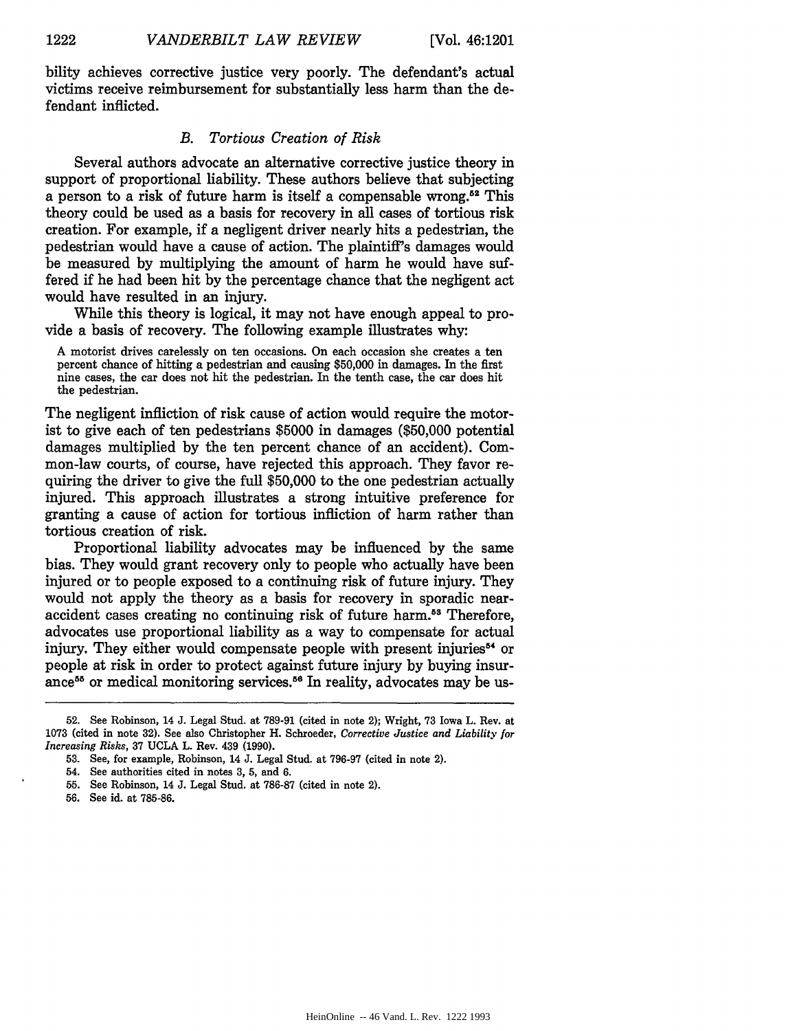bility achieves corrective justice very poorly. The defendant's actual victims receive reimbursement for substantially less harm than the defendant inflicted.

### *B. Tortious Creation of Risk*

Several authors advocate an alternative corrective justice theory in support of proportional liability. These authors believe that subjecting a person to a risk of future harm is itself a compensable wrong.[52] This theory could be used as a basis for recovery in all cases of tortious risk creation. For example, if a negligent driver nearly hits a pedestrian, the pedestrian would have a cause of action. The plaintiff's damages would be measured by multiplying the amount of harm he would have suffered if he had been hit by the percentage chance that the negligent act would have resulted in an injury.

While this theory is logical, it may not have enough appeal to provide a basis of recovery. The following example illustrates why:

> A motorist drives carelessly on ten occasions. On each occasion she creates a ten percent chance of hitting a pedestrian and causing $50,000 in damages. In the first nine cases, the car does not hit the pedestrian. In the tenth case, the car does hit the pedestrian.

The negligent infliction of risk cause of action would require the motorist to give each of ten pedestrians $5000 in damages ($50,000 potential damages multiplied by the ten percent chance of an accident). Common-law courts, of course, have rejected this approach. They favor requiring the driver to give the full $50,000 to the one pedestrian actually injured. This approach illustrates a strong intuitive preference for granting a cause of action for tortious infliction of harm rather than tortious creation of risk.

Proportional liability advocates may be influenced by the same bias. They would grant recovery only to people who actually have been injured or to people exposed to a continuing risk of future injury. They would not apply the theory as a basis for recovery in sporadic near-accident cases creating no continuing risk of future harm.[53] Therefore, advocates use proportional liability as a way to compensate for actual injury. They either would compensate people with present injuries[54] or people at risk in order to protect against future injury by buying insurance[55] or medical monitoring services.[56] In reality, advocates may be us-

---

52. See Robinson, 14 J. Legal Stud. at 789-91 (cited in note 2); Wright, 73 Iowa L. Rev. at 1073 (cited in note 32). See also Christopher H. Schroeder, *Corrective Justice and Liability for Increasing Risks*, 37 UCLA L. Rev. 439 (1990).

53. See, for example, Robinson, 14 J. Legal Stud. at 796-97 (cited in note 2).

54. See authorities cited in notes 3, 5, and 6.

55. See Robinson, 14 J. Legal Stud. at 786-87 (cited in note 2).

56. See id. at 785-86.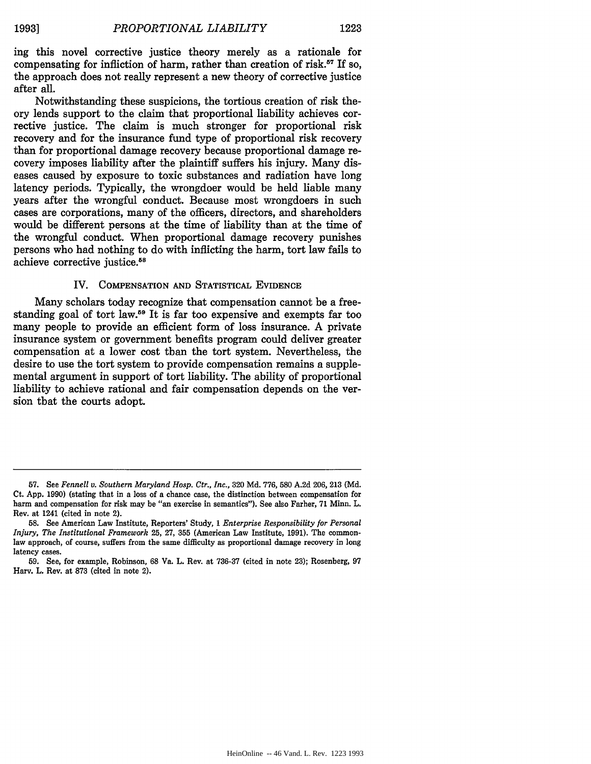ing this novel corrective justice theory merely as a rationale for compensating for infliction of harm, rather than creation of risk.[57] If so, the approach does not really represent a new theory of corrective justice after all.

Notwithstanding these suspicions, the tortious creation of risk theory lends support to the claim that proportional liability achieves corrective justice. The claim is much stronger for proportional risk recovery and for the insurance fund type of proportional risk recovery than for proportional damage recovery because proportional damage recovery imposes liability after the plaintiff suffers his injury. Many diseases caused by exposure to toxic substances and radiation have long latency periods. Typically, the wrongdoer would be held liable many years after the wrongful conduct. Because most wrongdoers in such cases are corporations, many of the officers, directors, and shareholders would be different persons at the time of liability than at the time of the wrongful conduct. When proportional damage recovery punishes persons who had nothing to do with inflicting the harm, tort law fails to achieve corrective justice.[58]

## IV. Compensation and Statistical Evidence

Many scholars today recognize that compensation cannot be a freestanding goal of tort law.[59] It is far too expensive and exempts far too many people to provide an efficient form of loss insurance. A private insurance system or government benefits program could deliver greater compensation at a lower cost than the tort system. Nevertheless, the desire to use the tort system to provide compensation remains a supplemental argument in support of tort liability. The ability of proportional liability to achieve rational and fair compensation depends on the version that the courts adopt.

---

57. See *Fennell v. Southern Maryland Hosp. Ctr., Inc.*, 320 Md. 776, 580 A.2d 206, 213 (Md. Ct. App. 1990) (stating that in a loss of a chance case, the distinction between compensation for harm and compensation for risk may be "an exercise in semantics"). See also Farber, 71 Minn. L. Rev. at 1241 (cited in note 2).

58. See American Law Institute, Reporters' Study, 1 *Enterprise Responsibility for Personal Injury, The Institutional Framework* 25, 27, 355 (American Law Institute, 1991). The common-law approach, of course, suffers from the same difficulty as proportional damage recovery in long latency cases.

59. See, for example, Robinson, 68 Va. L. Rev. at 736-37 (cited in note 23); Rosenberg, 97 Harv. L. Rev. at 873 (cited in note 2).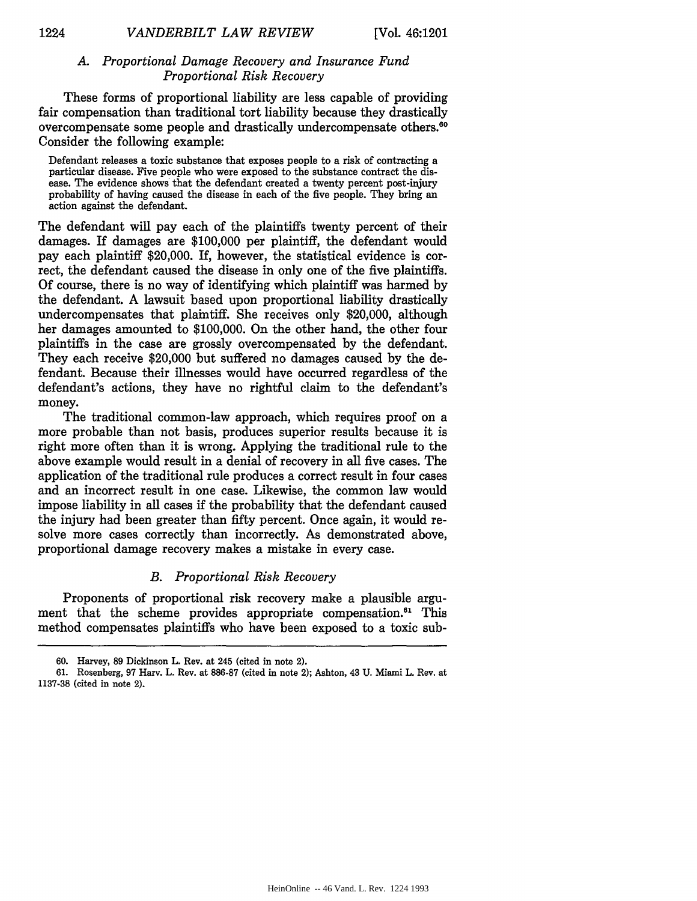### *A. Proportional Damage Recovery and Insurance Fund Proportional Risk Recovery*

These forms of proportional liability are less capable of providing fair compensation than traditional tort liability because they drastically overcompensate some people and drastically undercompensate others.[60] Consider the following example:

> Defendant releases a toxic substance that exposes people to a risk of contracting a particular disease. Five people who were exposed to the substance contract the disease. The evidence shows that the defendant created a twenty percent post-injury probability of having caused the disease in each of the five people. They bring an action against the defendant.

The defendant will pay each of the plaintiffs twenty percent of their damages. If damages are $100,000 per plaintiff, the defendant would pay each plaintiff $20,000. If, however, the statistical evidence is correct, the defendant caused the disease in only one of the five plaintiffs. Of course, there is no way of identifying which plaintiff was harmed by the defendant. A lawsuit based upon proportional liability drastically undercompensates that plaintiff. She receives only $20,000, although her damages amounted to $100,000. On the other hand, the other four plaintiffs in the case are grossly overcompensated by the defendant. They each receive $20,000 but suffered no damages caused by the defendant. Because their illnesses would have occurred regardless of the defendant's actions, they have no rightful claim to the defendant's money.

The traditional common-law approach, which requires proof on a more probable than not basis, produces superior results because it is right more often than it is wrong. Applying the traditional rule to the above example would result in a denial of recovery in all five cases. The application of the traditional rule produces a correct result in four cases and an incorrect result in one case. Likewise, the common law would impose liability in all cases if the probability that the defendant caused the injury had been greater than fifty percent. Once again, it would resolve more cases correctly than incorrectly. As demonstrated above, proportional damage recovery makes a mistake in every case.

### *B. Proportional Risk Recovery*

Proponents of proportional risk recovery make a plausible argument that the scheme provides appropriate compensation.[61] This method compensates plaintiffs who have been exposed to a toxic sub-

---

60. Harvey, 89 Dickinson L. Rev. at 245 (cited in note 2).

61. Rosenberg, 97 Harv. L. Rev. at 886-87 (cited in note 2); Ashton, 43 U. Miami L. Rev. at 1137-38 (cited in note 2).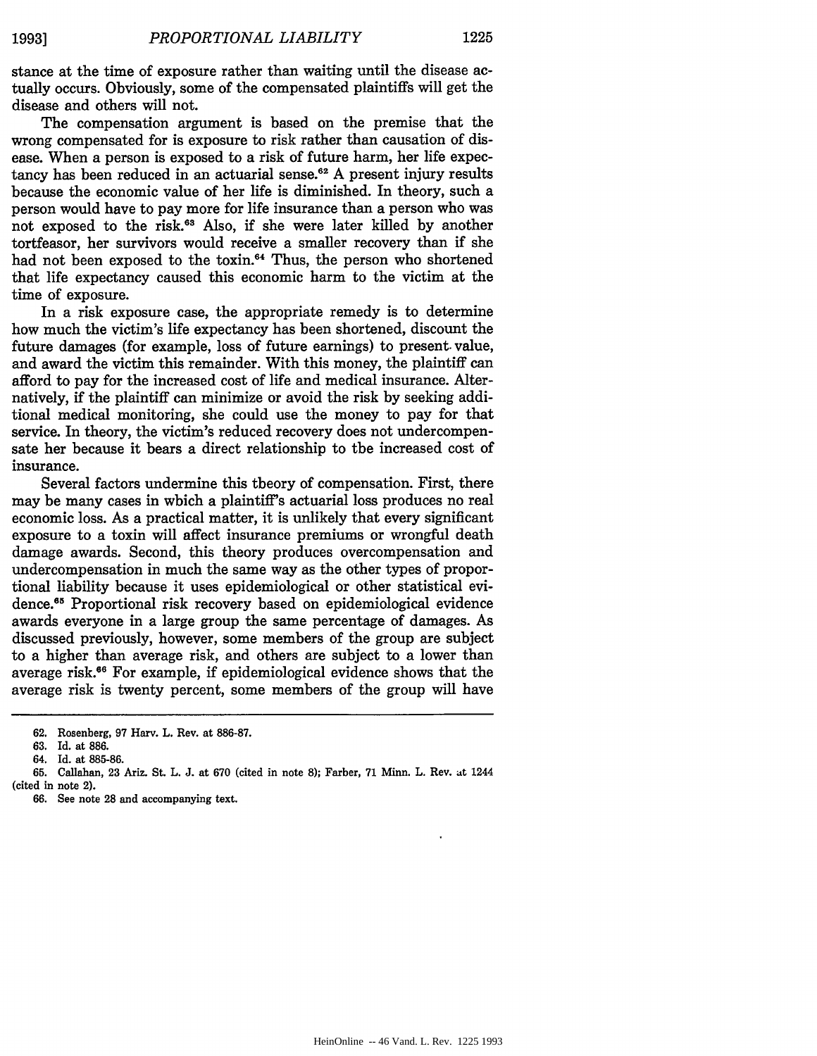stance at the time of exposure rather than waiting until the disease actually occurs. Obviously, some of the compensated plaintiffs will get the disease and others will not.

The compensation argument is based on the premise that the wrong compensated for is exposure to risk rather than causation of disease. When a person is exposed to a risk of future harm, her life expectancy has been reduced in an actuarial sense.[62] A present injury results because the economic value of her life is diminished. In theory, such a person would have to pay more for life insurance than a person who was not exposed to the risk.[63] Also, if she were later killed by another tortfeasor, her survivors would receive a smaller recovery than if she had not been exposed to the toxin.[64] Thus, the person who shortened that life expectancy caused this economic harm to the victim at the time of exposure.

In a risk exposure case, the appropriate remedy is to determine how much the victim's life expectancy has been shortened, discount the future damages (for example, loss of future earnings) to present value, and award the victim this remainder. With this money, the plaintiff can afford to pay for the increased cost of life and medical insurance. Alternatively, if the plaintiff can minimize or avoid the risk by seeking additional medical monitoring, she could use the money to pay for that service. In theory, the victim's reduced recovery does not undercompensate her because it bears a direct relationship to the increased cost of insurance.

Several factors undermine this theory of compensation. First, there may be many cases in which a plaintiff's actuarial loss produces no real economic loss. As a practical matter, it is unlikely that every significant exposure to a toxin will affect insurance premiums or wrongful death damage awards. Second, this theory produces overcompensation and undercompensation in much the same way as the other types of proportional liability because it uses epidemiological or other statistical evidence.[65] Proportional risk recovery based on epidemiological evidence awards everyone in a large group the same percentage of damages. As discussed previously, however, some members of the group are subject to a higher than average risk, and others are subject to a lower than average risk.[66] For example, if epidemiological evidence shows that the average risk is twenty percent, some members of the group will have

---

62. Rosenberg, 97 Harv. L. Rev. at 886-87.

63. Id. at 886.

64. Id. at 885-86.

65. Callahan, 23 Ariz. St. L. J. at 670 (cited in note 8); Farber, 71 Minn. L. Rev. at 1244 (cited in note 2).

66. See note 28 and accompanying text.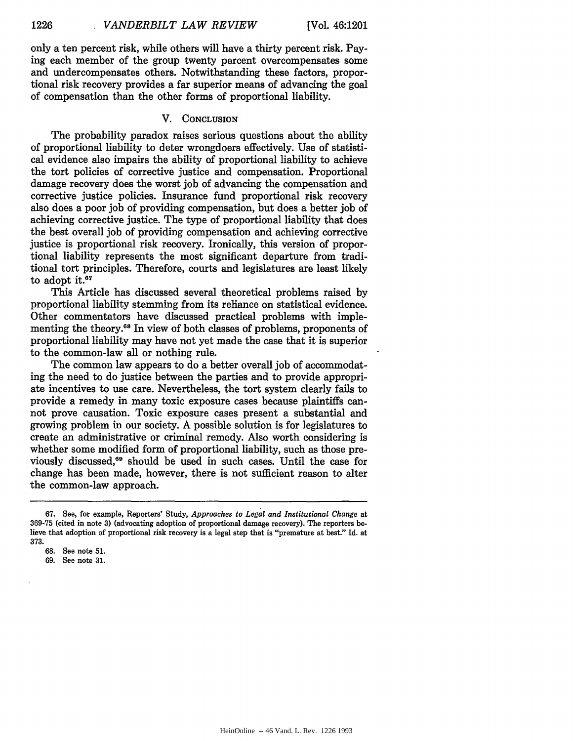only a ten percent risk, while others will have a thirty percent risk. Paying each member of the group twenty percent overcompensates some and undercompensates others. Notwithstanding these factors, proportional risk recovery provides a far superior means of advancing the goal of compensation than the other forms of proportional liability.

## V. CONCLUSION

The probability paradox raises serious questions about the ability of proportional liability to deter wrongdoers effectively. Use of statistical evidence also impairs the ability of proportional liability to achieve the tort policies of corrective justice and compensation. Proportional damage recovery does the worst job of advancing the compensation and corrective justice policies. Insurance fund proportional risk recovery also does a poor job of providing compensation, but does a better job of achieving corrective justice. The type of proportional liability that does the best overall job of providing compensation and achieving corrective justice is proportional risk recovery. Ironically, this version of proportional liability represents the most significant departure from traditional tort principles. Therefore, courts and legislatures are least likely to adopt it.[67]

This Article has discussed several theoretical problems raised by proportional liability stemming from its reliance on statistical evidence. Other commentators have discussed practical problems with implementing the theory.[68] In view of both classes of problems, proponents of proportional liability may have not yet made the case that it is superior to the common-law all or nothing rule.

The common law appears to do a better overall job of accommodating the need to do justice between the parties and to provide appropriate incentives to use care. Nevertheless, the tort system clearly fails to provide a remedy in many toxic exposure cases because plaintiffs cannot prove causation. Toxic exposure cases present a substantial and growing problem in our society. A possible solution is for legislatures to create an administrative or criminal remedy. Also worth considering is whether some modified form of proportional liability, such as those previously discussed,[69] should be used in such cases. Until the case for change has been made, however, there is not sufficient reason to alter the common-law approach.

---

67. See, for example, Reporters' Study, *Approaches to Legal and Institutional Change* at 369-75 (cited in note 3) (advocating adoption of proportional damage recovery). The reporters believe that adoption of proportional risk recovery is a legal step that is "premature at best." Id. at 373.

68. See note 51.

69. See note 31.